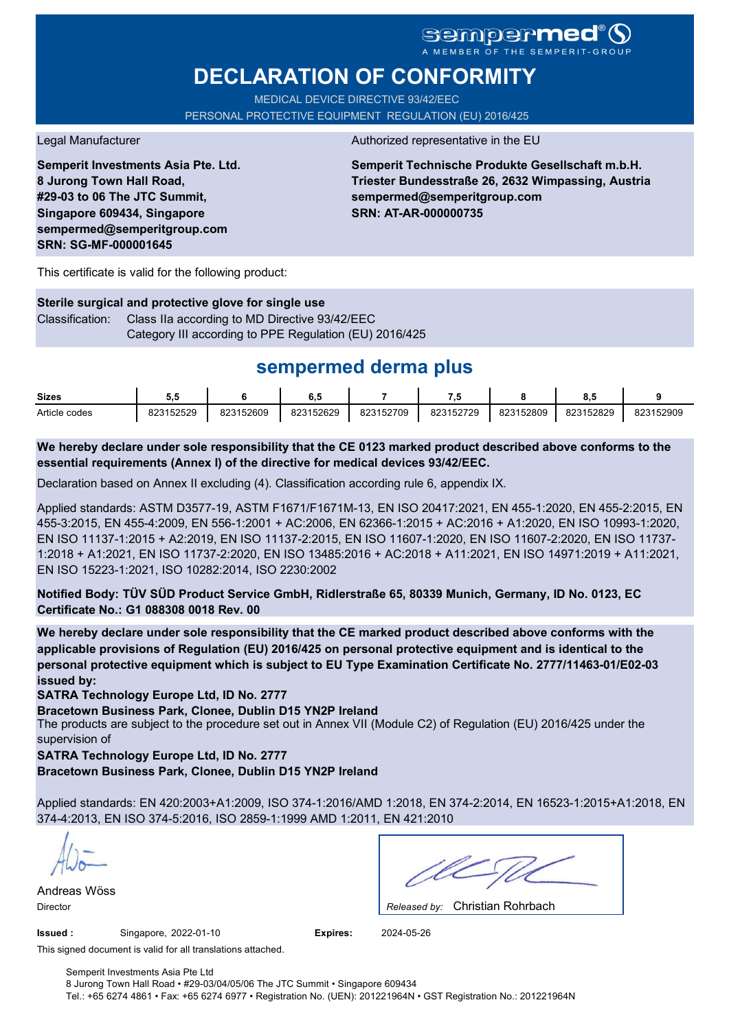sempermed®
A MEMBER OF THE SEMPERIT-GROUP

# DECLARATION OF CONFORMITY

MEDICAL DEVICE DIRECTIVE 93/42/EEC
PERSONAL PROTECTIVE EQUIPMENT REGULATION (EU) 2016/425

Legal Manufacturer

**Semperit Investments Asia Pte. Ltd.**
**8 Jurong Town Hall Road,**
**#29-03 to 06 The JTC Summit,**
**Singapore 609434, Singapore**
**sempermed@semperitgroup.com**
**SRN: SG-MF-000001645**

Authorized representative in the EU

**Semperit Technische Produkte Gesellschaft m.b.H.**
**Triester Bundesstraße 26, 2632 Wimpassing, Austria**
**sempermed@semperitgroup.com**
**SRN: AT-AR-000000735**

This certificate is valid for the following product:

**Sterile surgical and protective glove for single use**
Classification: Class IIa according to MD Directive 93/42/EEC
Category III according to PPE Regulation (EU) 2016/425

## sempermed derma plus

| Sizes | 5,5 | 6 | 6,5 | 7 | 7,5 | 8 | 8,5 | 9 |
|---|---|---|---|---|---|---|---|---|
| Article codes | 823152529 | 823152609 | 823152629 | 823152709 | 823152729 | 823152809 | 823152829 | 823152909 |

**We hereby declare under sole responsibility that the CE 0123 marked product described above conforms to the essential requirements (Annex I) of the directive for medical devices 93/42/EEC.**

Declaration based on Annex II excluding (4). Classification according rule 6, appendix IX.

Applied standards: ASTM D3577-19, ASTM F1671/F1671M-13, EN ISO 20417:2021, EN 455-1:2020, EN 455-2:2015, EN 455-3:2015, EN 455-4:2009, EN 556-1:2001 + AC:2006, EN 62366-1:2015 + AC:2016 + A1:2020, EN ISO 10993-1:2020, EN ISO 11137-1:2015 + A2:2019, EN ISO 11137-2:2015, EN ISO 11607-1:2020, EN ISO 11607-2:2020, EN ISO 11737-1:2018 + A1:2021, EN ISO 11737-2:2020, EN ISO 13485:2016 + AC:2018 + A11:2021, EN ISO 14971:2019 + A11:2021, EN ISO 15223-1:2021, ISO 10282:2014, ISO 2230:2002

**Notified Body: TÜV SÜD Product Service GmbH, Ridlerstraße 65, 80339 Munich, Germany, ID No. 0123, EC Certificate No.: G1 088308 0018 Rev. 00**

**We hereby declare under sole responsibility that the CE marked product described above conforms with the applicable provisions of Regulation (EU) 2016/425 on personal protective equipment and is identical to the personal protective equipment which is subject to EU Type Examination Certificate No. 2777/11463-01/E02-03 issued by:**

**SATRA Technology Europe Ltd, ID No. 2777**
**Bracetown Business Park, Clonee, Dublin D15 YN2P Ireland**

The products are subject to the procedure set out in Annex VII (Module C2) of Regulation (EU) 2016/425 under the supervision of

**SATRA Technology Europe Ltd, ID No. 2777**
**Bracetown Business Park, Clonee, Dublin D15 YN2P Ireland**

Applied standards: EN 420:2003+A1:2009, ISO 374-1:2016/AMD 1:2018, EN 374-2:2014, EN 16523-1:2015+A1:2018, EN 374-4:2013, EN ISO 374-5:2016, ISO 2859-1:1999 AMD 1:2011, EN 421:2010

Andreas Wöss
Director

*Released by:* Christian Rohrbach

**Issued :** Singapore, 2022-01-10 **Expires:** 2024-05-26

This signed document is valid for all translations attached.

Semperit Investments Asia Pte Ltd
8 Jurong Town Hall Road • #29-03/04/05/06 The JTC Summit • Singapore 609434
Tel.: +65 6274 4861 • Fax: +65 6274 6977 • Registration No. (UEN): 201221964N • GST Registration No.: 201221964N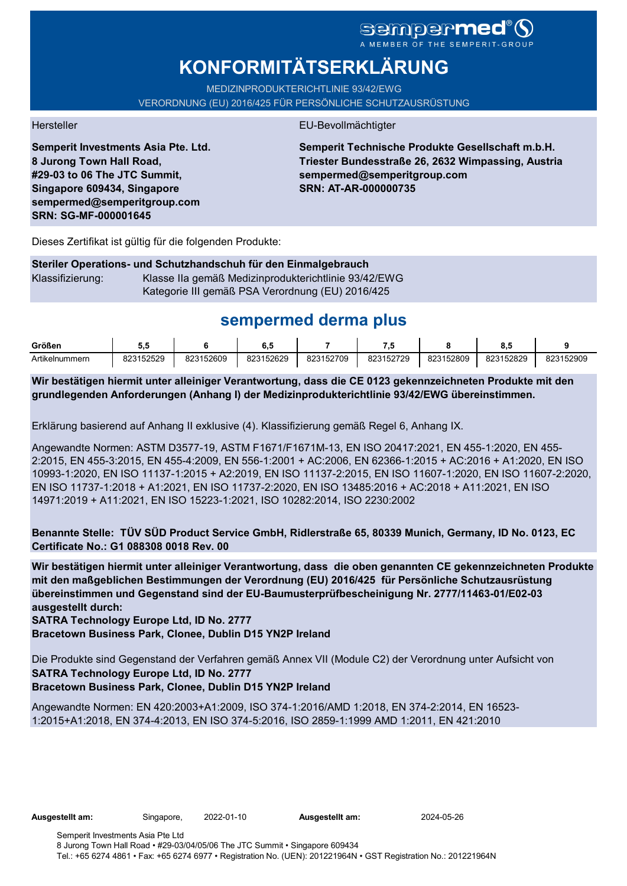sempermed®

A MEMBER OF THE SEMPERIT-GROUP

# KONFORMITÄTSERKLÄRUNG

MEDIZINPRODUKTERICHTLINIE 93/42/EWG

VERORDNUNG (EU) 2016/425 FÜR PERSÖNLICHE SCHUTZAUSRÜSTUNG

Hersteller

**Semperit Investments Asia Pte. Ltd.**
**8 Jurong Town Hall Road,**
**#29-03 to 06 The JTC Summit,**
**Singapore 609434, Singapore**
**sempermed@semperitgroup.com**
**SRN: SG-MF-000001645**

EU-Bevollmächtigter

**Semperit Technische Produkte Gesellschaft m.b.H.**
**Triester Bundesstraße 26, 2632 Wimpassing, Austria**
**sempermed@semperitgroup.com**
**SRN: AT-AR-000000735**

Dieses Zertifikat ist gültig für die folgenden Produkte:

**Steriler Operations- und Schutzhandschuh für den Einmalgebrauch**

Klassifizierung: Klasse IIa gemäß Medizinprodukterichtlinie 93/42/EWG
Kategorie III gemäß PSA Verordnung (EU) 2016/425

## sempermed derma plus

| Größen | 5,5 | 6 | 6,5 | 7 | 7,5 | 8 | 8,5 | 9 |
|---|---|---|---|---|---|---|---|---|
| Artikelnummern | 823152529 | 823152609 | 823152629 | 823152709 | 823152729 | 823152809 | 823152829 | 823152909 |

**Wir bestätigen hiermit unter alleiniger Verantwortung, dass die CE 0123 gekennzeichneten Produkte mit den grundlegenden Anforderungen (Anhang I) der Medizinprodukterichtlinie 93/42/EWG übereinstimmen.**

Erklärung basierend auf Anhang II exklusive (4). Klassifizierung gemäß Regel 6, Anhang IX.

Angewandte Normen: ASTM D3577-19, ASTM F1671/F1671M-13, EN ISO 20417:2021, EN 455-1:2020, EN 455-2:2015, EN 455-3:2015, EN 455-4:2009, EN 556-1:2001 + AC:2006, EN 62366-1:2015 + AC:2016 + A1:2020, EN ISO 10993-1:2020, EN ISO 11137-1:2015 + A2:2019, EN ISO 11137-2:2015, EN ISO 11607-1:2020, EN ISO 11607-2:2020, EN ISO 11737-1:2018 + A1:2021, EN ISO 11737-2:2020, EN ISO 13485:2016 + AC:2018 + A11:2021, EN ISO 14971:2019 + A11:2021, EN ISO 15223-1:2021, ISO 10282:2014, ISO 2230:2002

**Benannte Stelle: TÜV SÜD Product Service GmbH, Ridlerstraße 65, 80339 Munich, Germany, ID No. 0123, EC Certificate No.: G1 088308 0018 Rev. 00**

**Wir bestätigen hiermit unter alleiniger Verantwortung, dass die oben genannten CE gekennzeichneten Produkte mit den maßgeblichen Bestimmungen der Verordnung (EU) 2016/425 für Persönliche Schutzausrüstung übereinstimmen und Gegenstand sind der EU-Baumusterprüfbescheinigung Nr. 2777/11463-01/E02-03 ausgestellt durch:**
**SATRA Technology Europe Ltd, ID No. 2777**
**Bracetown Business Park, Clonee, Dublin D15 YN2P Ireland**

Die Produkte sind Gegenstand der Verfahren gemäß Annex VII (Module C2) der Verordnung unter Aufsicht von
**SATRA Technology Europe Ltd, ID No. 2777**
**Bracetown Business Park, Clonee, Dublin D15 YN2P Ireland**

Angewandte Normen: EN 420:2003+A1:2009, ISO 374-1:2016/AMD 1:2018, EN 374-2:2014, EN 16523-1:2015+A1:2018, EN 374-4:2013, EN ISO 374-5:2016, ISO 2859-1:1999 AMD 1:2011, EN 421:2010

**Ausgestellt am:** Singapore, 2022-01-10 **Ausgestellt am:** 2024-05-26

Semperit Investments Asia Pte Ltd
8 Jurong Town Hall Road • #29-03/04/05/06 The JTC Summit • Singapore 609434
Tel.: +65 6274 4861 • Fax: +65 6274 6977 • Registration No. (UEN): 201221964N • GST Registration No.: 201221964N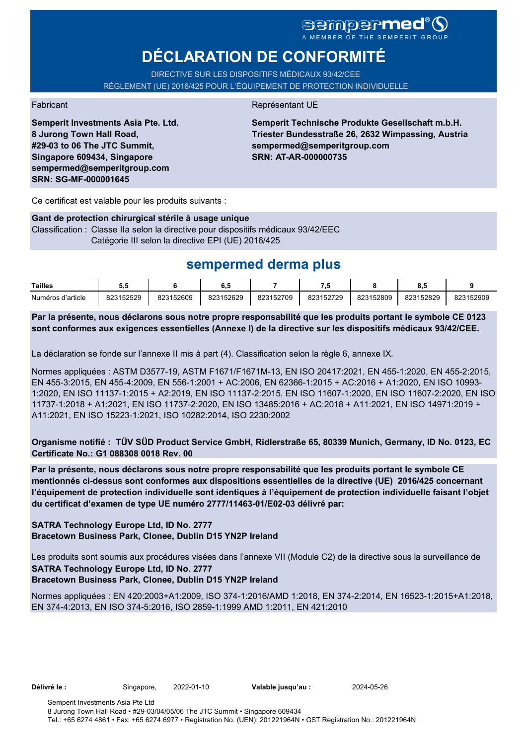sempermed®
A MEMBER OF THE SEMPERIT-GROUP

# DÉCLARATION DE CONFORMITÉ

DIRECTIVE SUR LES DISPOSITIFS MÉDICAUX 93/42/CEE
RÈGLEMENT (UE) 2016/425 POUR L'ÉQUIPEMENT DE PROTECTION INDIVIDUELLE

Fabricant

**Semperit Investments Asia Pte. Ltd.
8 Jurong Town Hall Road,
#29-03 to 06 The JTC Summit,
Singapore 609434, Singapore
sempermed@semperitgroup.com
SRN: SG-MF-000001645**

Représentant UE

**Semperit Technische Produkte Gesellschaft m.b.H.
Triester Bundesstraße 26, 2632 Wimpassing, Austria
sempermed@semperitgroup.com
SRN: AT-AR-000000735**

Ce certificat est valable pour les produits suivants :

**Gant de protection chirurgical stérile à usage unique**
Classification : Classe IIa selon la directive pour dispositifs médicaux 93/42/EEC
Catégorie III selon la directive EPI (UE) 2016/425

## sempermed derma plus

| Tailles | 5,5 | 6 | 6,5 | 7 | 7,5 | 8 | 8,5 | 9 |
|---|---|---|---|---|---|---|---|---|
| Numéros d'article | 823152529 | 823152609 | 823152629 | 823152709 | 823152729 | 823152809 | 823152829 | 823152909 |

**Par la présente, nous déclarons sous notre propre responsabilité que les produits portant le symbole CE 0123 sont conformes aux exigences essentielles (Annexe I) de la directive sur les dispositifs médicaux 93/42/CEE.**

La déclaration se fonde sur l'annexe II mis à part (4). Classification selon la règle 6, annexe IX.

Normes appliquées : ASTM D3577-19, ASTM F1671/F1671M-13, EN ISO 20417:2021, EN 455-1:2020, EN 455-2:2015, EN 455-3:2015, EN 455-4:2009, EN 556-1:2001 + AC:2006, EN 62366-1:2015 + AC:2016 + A1:2020, EN ISO 10993-1:2020, EN ISO 11137-1:2015 + A2:2019, EN ISO 11137-2:2015, EN ISO 11607-1:2020, EN ISO 11607-2:2020, EN ISO 11737-1:2018 + A1:2021, EN ISO 11737-2:2020, EN ISO 13485:2016 + AC:2018 + A11:2021, EN ISO 14971:2019 + A11:2021, EN ISO 15223-1:2021, ISO 10282:2014, ISO 2230:2002

**Organisme notifié : TÜV SÜD Product Service GmbH, Ridlerstraße 65, 80339 Munich, Germany, ID No. 0123, EC Certificate No.: G1 088308 0018 Rev. 00**

**Par la présente, nous déclarons sous notre propre responsabilité que les produits portant le symbole CE mentionnés ci-dessus sont conformes aux dispositions essentielles de la directive (UE) 2016/425 concernant l'équipement de protection individuelle sont identiques à l'équipement de protection individuelle faisant l'objet du certificat d'examen de type UE numéro 2777/11463-01/E02-03 délivré par:**

**SATRA Technology Europe Ltd, ID No. 2777
Bracetown Business Park, Clonee, Dublin D15 YN2P Ireland**

Les produits sont soumis aux procédures visées dans l'annexe VII (Module C2) de la directive sous la surveillance de
**SATRA Technology Europe Ltd, ID No. 2777
Bracetown Business Park, Clonee, Dublin D15 YN2P Ireland**

Normes appliquées : EN 420:2003+A1:2009, ISO 374-1:2016/AMD 1:2018, EN 374-2:2014, EN 16523-1:2015+A1:2018, EN 374-4:2013, EN ISO 374-5:2016, ISO 2859-1:1999 AMD 1:2011, EN 421:2010

**Délivré le :** Singapore, 2022-01-10 **Valable jusqu'au :** 2024-05-26

Semperit Investments Asia Pte Ltd
8 Jurong Town Hall Road • #29-03/04/05/06 The JTC Summit • Singapore 609434
Tel.: +65 6274 4861 • Fax: +65 6274 6977 • Registration No. (UEN): 201221964N • GST Registration No.: 201221964N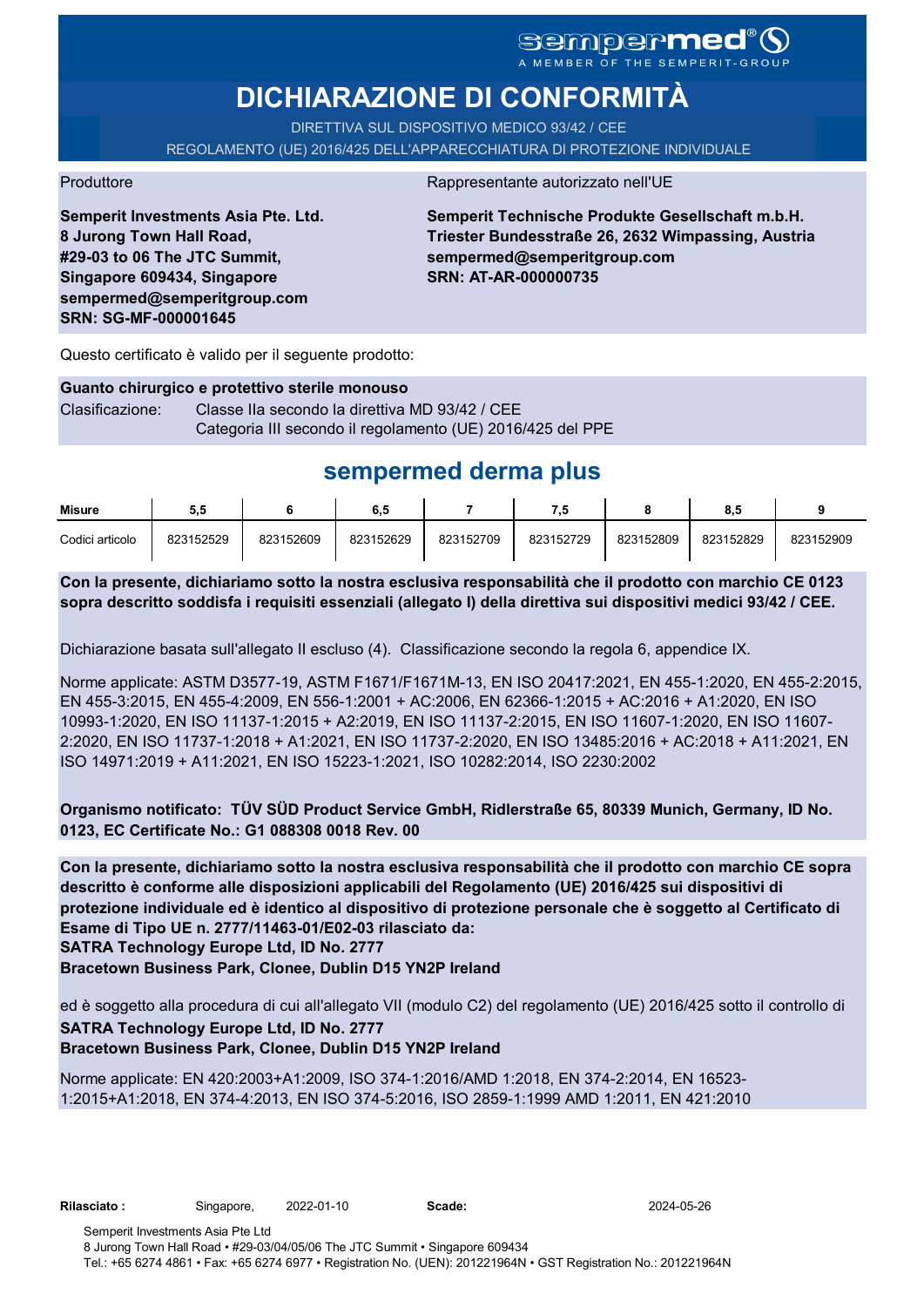sempermed®

A MEMBER OF THE SEMPERIT-GROUP

# DICHIARAZIONE DI CONFORMITÀ

DIRETTIVA SUL DISPOSITIVO MEDICO 93/42 / CEE

REGOLAMENTO (UE) 2016/425 DELL'APPARECCHIATURA DI PROTEZIONE INDIVIDUALE

Produttore

**Semperit Investments Asia Pte. Ltd.**
**8 Jurong Town Hall Road,**
**#29-03 to 06 The JTC Summit,**
**Singapore 609434, Singapore**
**sempermed@semperitgroup.com**
**SRN: SG-MF-000001645**

Rappresentante autorizzato nell'UE

**Semperit Technische Produkte Gesellschaft m.b.H.**
**Triester Bundesstraße 26, 2632 Wimpassing, Austria**
**sempermed@semperitgroup.com**
**SRN: AT-AR-000000735**

Questo certificato è valido per il seguente prodotto:

**Guanto chirurgico e protettivo sterile monouso**

Clasificazione: Classe IIa secondo la direttiva MD 93/42 / CEE
Categoria III secondo il regolamento (UE) 2016/425 del PPE

## sempermed derma plus

| Misure | 5,5 | 6 | 6,5 | 7 | 7,5 | 8 | 8,5 | 9 |
|---|---|---|---|---|---|---|---|---|
| Codici articolo | 823152529 | 823152609 | 823152629 | 823152709 | 823152729 | 823152809 | 823152829 | 823152909 |

**Con la presente, dichiariamo sotto la nostra esclusiva responsabilità che il prodotto con marchio CE 0123 sopra descritto soddisfa i requisiti essenziali (allegato I) della direttiva sui dispositivi medici 93/42 / CEE.**

Dichiarazione basata sull'allegato II escluso (4). Classificazione secondo la regola 6, appendice IX.

Norme applicate: ASTM D3577-19, ASTM F1671/F1671M-13, EN ISO 20417:2021, EN 455-1:2020, EN 455-2:2015, EN 455-3:2015, EN 455-4:2009, EN 556-1:2001 + AC:2006, EN 62366-1:2015 + AC:2016 + A1:2020, EN ISO 10993-1:2020, EN ISO 11137-1:2015 + A2:2019, EN ISO 11137-2:2015, EN ISO 11607-1:2020, EN ISO 11607-2:2020, EN ISO 11737-1:2018 + A1:2021, EN ISO 11737-2:2020, EN ISO 13485:2016 + AC:2018 + A11:2021, EN ISO 14971:2019 + A11:2021, EN ISO 15223-1:2021, ISO 10282:2014, ISO 2230:2002

**Organismo notificato: TÜV SÜD Product Service GmbH, Ridlerstraße 65, 80339 Munich, Germany, ID No. 0123, EC Certificate No.: G1 088308 0018 Rev. 00**

**Con la presente, dichiariamo sotto la nostra esclusiva responsabilità che il prodotto con marchio CE sopra descritto è conforme alle disposizioni applicabili del Regolamento (UE) 2016/425 sui dispositivi di protezione individuale ed è identico al dispositivo di protezione personale che è soggetto al Certificato di Esame di Tipo UE n. 2777/11463-01/E02-03 rilasciato da:**
**SATRA Technology Europe Ltd, ID No. 2777**
**Bracetown Business Park, Clonee, Dublin D15 YN2P Ireland**

ed è soggetto alla procedura di cui all'allegato VII (modulo C2) del regolamento (UE) 2016/425 sotto il controllo di
**SATRA Technology Europe Ltd, ID No. 2777**
**Bracetown Business Park, Clonee, Dublin D15 YN2P Ireland**

Norme applicate: EN 420:2003+A1:2009, ISO 374-1:2016/AMD 1:2018, EN 374-2:2014, EN 16523-1:2015+A1:2018, EN 374-4:2013, EN ISO 374-5:2016, ISO 2859-1:1999 AMD 1:2011, EN 421:2010

**Rilasciato :** Singapore, 2022-01-10 **Scade:** 2024-05-26

Semperit Investments Asia Pte Ltd
8 Jurong Town Hall Road • #29-03/04/05/06 The JTC Summit • Singapore 609434
Tel.: +65 6274 4861 • Fax: +65 6274 6977 • Registration No. (UEN): 201221964N • GST Registration No.: 201221964N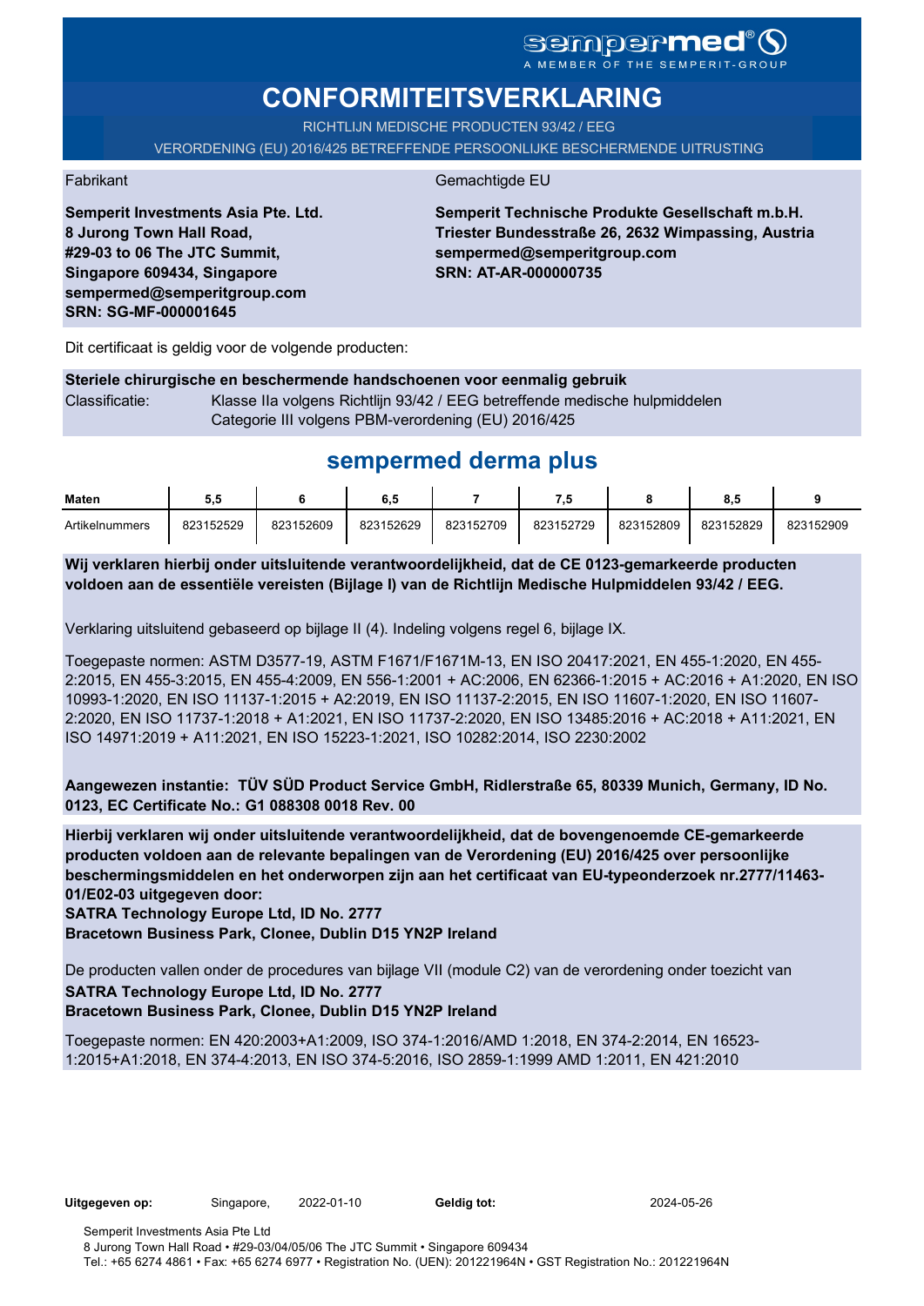sempermed®
A MEMBER OF THE SEMPERIT-GROUP

# CONFORMITEITSVERKLARING

RICHTLIJN MEDISCHE PRODUCTEN 93/42 / EEG

VERORDENING (EU) 2016/425 BETREFFENDE PERSOONLIJKE BESCHERMENDE UITRUSTING

Fabrikant

**Semperit Investments Asia Pte. Ltd.**
**8 Jurong Town Hall Road,**
**#29-03 to 06 The JTC Summit,**
**Singapore 609434, Singapore**
**sempermed@semperitgroup.com**
**SRN: SG-MF-000001645**

Gemachtigde EU

**Semperit Technische Produkte Gesellschaft m.b.H.**
**Triester Bundesstraße 26, 2632 Wimpassing, Austria**
**sempermed@semperitgroup.com**
**SRN: AT-AR-000000735**

Dit certificaat is geldig voor de volgende producten:

**Steriele chirurgische en beschermende handschoenen voor eenmalig gebruik**

Classificatie: Klasse IIa volgens Richtlijn 93/42 / EEG betreffende medische hulpmiddelen
Categorie III volgens PBM-verordening (EU) 2016/425

## sempermed derma plus

| Maten | 5,5 | 6 | 6,5 | 7 | 7,5 | 8 | 8,5 | 9 |
|---|---|---|---|---|---|---|---|---|
| Artikelnummers | 823152529 | 823152609 | 823152629 | 823152709 | 823152729 | 823152809 | 823152829 | 823152909 |

**Wij verklaren hierbij onder uitsluitende verantwoordelijkheid, dat de CE 0123-gemarkeerde producten voldoen aan de essentiële vereisten (Bijlage I) van de Richtlijn Medische Hulpmiddelen 93/42 / EEG.**

Verklaring uitsluitend gebaseerd op bijlage II (4). Indeling volgens regel 6, bijlage IX.

Toegepaste normen: ASTM D3577-19, ASTM F1671/F1671M-13, EN ISO 20417:2021, EN 455-1:2020, EN 455-2:2015, EN 455-3:2015, EN 455-4:2009, EN 556-1:2001 + AC:2006, EN 62366-1:2015 + AC:2016 + A1:2020, EN ISO 10993-1:2020, EN ISO 11137-1:2015 + A2:2019, EN ISO 11137-2:2015, EN ISO 11607-1:2020, EN ISO 11607-2:2020, EN ISO 11737-1:2018 + A1:2021, EN ISO 11737-2:2020, EN ISO 13485:2016 + AC:2018 + A11:2021, EN ISO 14971:2019 + A11:2021, EN ISO 15223-1:2021, ISO 10282:2014, ISO 2230:2002

**Aangewezen instantie: TÜV SÜD Product Service GmbH, Ridlerstraße 65, 80339 Munich, Germany, ID No. 0123, EC Certificate No.: G1 088308 0018 Rev. 00**

**Hierbij verklaren wij onder uitsluitende verantwoordelijkheid, dat de bovengenoemde CE-gemarkeerde producten voldoen aan de relevante bepalingen van de Verordening (EU) 2016/425 over persoonlijke beschermingsmiddelen en het onderworpen zijn aan het certificaat van EU-typeonderzoek nr.2777/11463-01/E02-03 uitgegeven door:**
**SATRA Technology Europe Ltd, ID No. 2777**
**Bracetown Business Park, Clonee, Dublin D15 YN2P Ireland**

De producten vallen onder de procedures van bijlage VII (module C2) van de verordening onder toezicht van
**SATRA Technology Europe Ltd, ID No. 2777**
**Bracetown Business Park, Clonee, Dublin D15 YN2P Ireland**

Toegepaste normen: EN 420:2003+A1:2009, ISO 374-1:2016/AMD 1:2018, EN 374-2:2014, EN 16523-1:2015+A1:2018, EN 374-4:2013, EN ISO 374-5:2016, ISO 2859-1:1999 AMD 1:2011, EN 421:2010

**Uitgegeven op:** Singapore, 2022-01-10 **Geldig tot:** 2024-05-26

Semperit Investments Asia Pte Ltd
8 Jurong Town Hall Road • #29-03/04/05/06 The JTC Summit • Singapore 609434
Tel.: +65 6274 4861 • Fax: +65 6274 6977 • Registration No. (UEN): 201221964N • GST Registration No.: 201221964N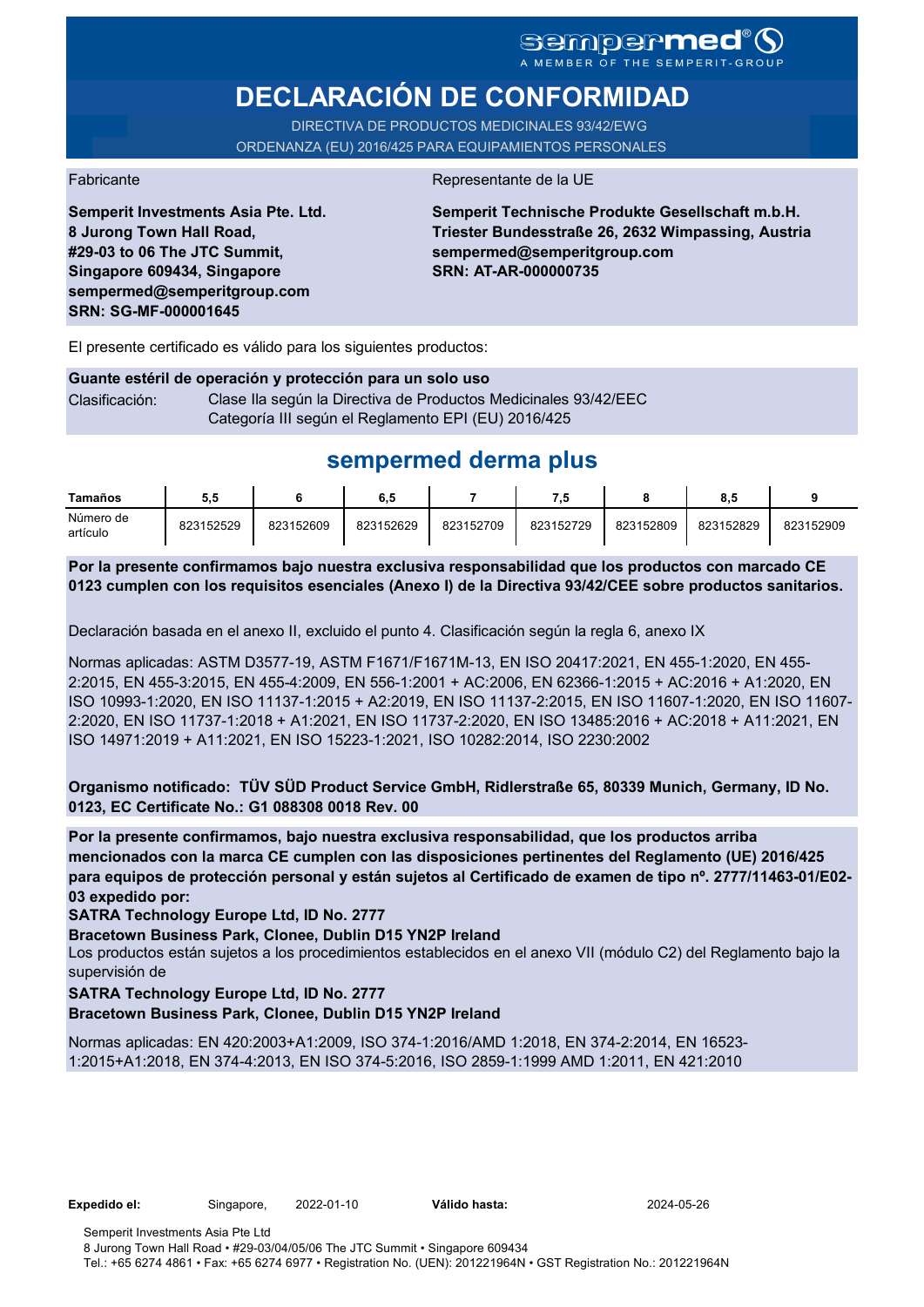sempermed®
A MEMBER OF THE SEMPERIT-GROUP

# DECLARACIÓN DE CONFORMIDAD

DIRECTIVA DE PRODUCTOS MEDICINALES 93/42/EWG
ORDENANZA (EU) 2016/425 PARA EQUIPAMIENTOS PERSONALES

Fabricante

**Semperit Investments Asia Pte. Ltd.**
**8 Jurong Town Hall Road,**
**#29-03 to 06 The JTC Summit,**
**Singapore 609434, Singapore**
**sempermed@semperitgroup.com**
**SRN: SG-MF-000001645**

Representante de la UE

**Semperit Technische Produkte Gesellschaft m.b.H.**
**Triester Bundesstraße 26, 2632 Wimpassing, Austria**
**sempermed@semperitgroup.com**
**SRN: AT-AR-000000735**

El presente certificado es válido para los siguientes productos:

**Guante estéril de operación y protección para un solo uso**

Clasificación: Clase IIa según la Directiva de Productos Medicinales 93/42/EEC
Categoría III según el Reglamento EPI (EU) 2016/425

## sempermed derma plus

| Tamaños | 5,5 | 6 | 6,5 | 7 | 7,5 | 8 | 8,5 | 9 |
|---|---|---|---|---|---|---|---|---|
| Número de artículo | 823152529 | 823152609 | 823152629 | 823152709 | 823152729 | 823152809 | 823152829 | 823152909 |

**Por la presente confirmamos bajo nuestra exclusiva responsabilidad que los productos con marcado CE 0123 cumplen con los requisitos esenciales (Anexo I) de la Directiva 93/42/CEE sobre productos sanitarios.**

Declaración basada en el anexo II, excluido el punto 4. Clasificación según la regla 6, anexo IX

Normas aplicadas: ASTM D3577-19, ASTM F1671/F1671M-13, EN ISO 20417:2021, EN 455-1:2020, EN 455-2:2015, EN 455-3:2015, EN 455-4:2009, EN 556-1:2001 + AC:2006, EN 62366-1:2015 + AC:2016 + A1:2020, EN ISO 10993-1:2020, EN ISO 11137-1:2015 + A2:2019, EN ISO 11137-2:2015, EN ISO 11607-1:2020, EN ISO 11607-2:2020, EN ISO 11737-1:2018 + A1:2021, EN ISO 11737-2:2020, EN ISO 13485:2016 + AC:2018 + A11:2021, EN ISO 14971:2019 + A11:2021, EN ISO 15223-1:2021, ISO 10282:2014, ISO 2230:2002

**Organismo notificado: TÜV SÜD Product Service GmbH, Ridlerstraße 65, 80339 Munich, Germany, ID No. 0123, EC Certificate No.: G1 088308 0018 Rev. 00**

**Por la presente confirmamos, bajo nuestra exclusiva responsabilidad, que los productos arriba mencionados con la marca CE cumplen con las disposiciones pertinentes del Reglamento (UE) 2016/425 para equipos de protección personal y están sujetos al Certificado de examen de tipo nº. 2777/11463-01/E02-03 expedido por:**

**SATRA Technology Europe Ltd, ID No. 2777**
**Bracetown Business Park, Clonee, Dublin D15 YN2P Ireland**

Los productos están sujetos a los procedimientos establecidos en el anexo VII (módulo C2) del Reglamento bajo la supervisión de

**SATRA Technology Europe Ltd, ID No. 2777**
**Bracetown Business Park, Clonee, Dublin D15 YN2P Ireland**

Normas aplicadas: EN 420:2003+A1:2009, ISO 374-1:2016/AMD 1:2018, EN 374-2:2014, EN 16523-1:2015+A1:2018, EN 374-4:2013, EN ISO 374-5:2016, ISO 2859-1:1999 AMD 1:2011, EN 421:2010

**Expedido el:** Singapore, 2022-01-10 **Válido hasta:** 2024-05-26

Semperit Investments Asia Pte Ltd
8 Jurong Town Hall Road • #29-03/04/05/06 The JTC Summit • Singapore 609434
Tel.: +65 6274 4861 • Fax: +65 6274 6977 • Registration No. (UEN): 201221964N • GST Registration No.: 201221964N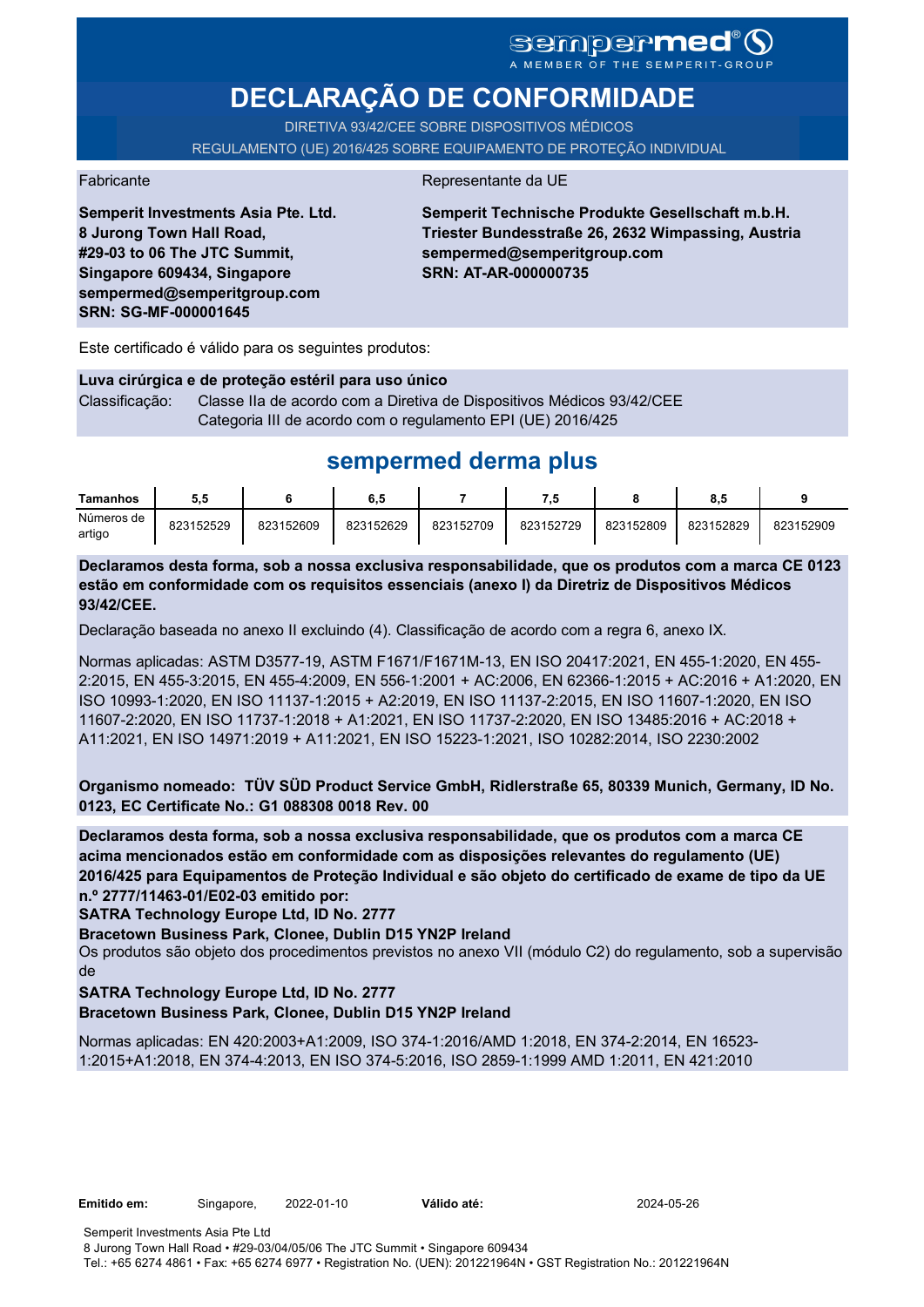sempermed®
A MEMBER OF THE SEMPERIT-GROUP

# DECLARAÇÃO DE CONFORMIDADE

DIRETIVA 93/42/CEE SOBRE DISPOSITIVOS MÉDICOS
REGULAMENTO (UE) 2016/425 SOBRE EQUIPAMENTO DE PROTEÇÃO INDIVIDUAL

Fabricante

**Semperit Investments Asia Pte. Ltd.**
**8 Jurong Town Hall Road,**
**#29-03 to 06 The JTC Summit,**
**Singapore 609434, Singapore**
**sempermed@semperitgroup.com**
**SRN: SG-MF-000001645**

Representante da UE

**Semperit Technische Produkte Gesellschaft m.b.H.**
**Triester Bundesstraße 26, 2632 Wimpassing, Austria**
**sempermed@semperitgroup.com**
**SRN: AT-AR-000000735**

Este certificado é válido para os seguintes produtos:

**Luva cirúrgica e de proteção estéril para uso único**
Classificação: Classe IIa de acordo com a Diretiva de Dispositivos Médicos 93/42/CEE
Categoria III de acordo com o regulamento EPI (UE) 2016/425

## sempermed derma plus

| Tamanhos | 5,5 | 6 | 6,5 | 7 | 7,5 | 8 | 8,5 | 9 |
|---|---|---|---|---|---|---|---|---|
| Números de artigo | 823152529 | 823152609 | 823152629 | 823152709 | 823152729 | 823152809 | 823152829 | 823152909 |

**Declaramos desta forma, sob a nossa exclusiva responsabilidade, que os produtos com a marca CE 0123 estão em conformidade com os requisitos essenciais (anexo I) da Diretriz de Dispositivos Médicos 93/42/CEE.**

Declaração baseada no anexo II excluindo (4). Classificação de acordo com a regra 6, anexo IX.

Normas aplicadas: ASTM D3577-19, ASTM F1671/F1671M-13, EN ISO 20417:2021, EN 455-1:2020, EN 455-2:2015, EN 455-3:2015, EN 455-4:2009, EN 556-1:2001 + AC:2006, EN 62366-1:2015 + AC:2016 + A1:2020, EN ISO 10993-1:2020, EN ISO 11137-1:2015 + A2:2019, EN ISO 11137-2:2015, EN ISO 11607-1:2020, EN ISO 11607-2:2020, EN ISO 11737-1:2018 + A1:2021, EN ISO 11737-2:2020, EN ISO 13485:2016 + AC:2018 + A11:2021, EN ISO 14971:2019 + A11:2021, EN ISO 15223-1:2021, ISO 10282:2014, ISO 2230:2002

**Organismo nomeado: TÜV SÜD Product Service GmbH, Ridlerstraße 65, 80339 Munich, Germany, ID No. 0123, EC Certificate No.: G1 088308 0018 Rev. 00**

**Declaramos desta forma, sob a nossa exclusiva responsabilidade, que os produtos com a marca CE acima mencionados estão em conformidade com as disposições relevantes do regulamento (UE) 2016/425 para Equipamentos de Proteção Individual e são objeto do certificado de exame de tipo da UE n.º 2777/11463-01/E02-03 emitido por:**
**SATRA Technology Europe Ltd, ID No. 2777**
**Bracetown Business Park, Clonee, Dublin D15 YN2P Ireland**
Os produtos são objeto dos procedimentos previstos no anexo VII (módulo C2) do regulamento, sob a supervisão de
**SATRA Technology Europe Ltd, ID No. 2777**
**Bracetown Business Park, Clonee, Dublin D15 YN2P Ireland**

Normas aplicadas: EN 420:2003+A1:2009, ISO 374-1:2016/AMD 1:2018, EN 374-2:2014, EN 16523-1:2015+A1:2018, EN 374-4:2013, EN ISO 374-5:2016, ISO 2859-1:1999 AMD 1:2011, EN 421:2010

**Emitido em:** Singapore, 2022-01-10 **Válido até:** 2024-05-26

Semperit Investments Asia Pte Ltd
8 Jurong Town Hall Road • #29-03/04/05/06 The JTC Summit • Singapore 609434
Tel.: +65 6274 4861 • Fax: +65 6274 6977 • Registration No. (UEN): 201221964N • GST Registration No.: 201221964N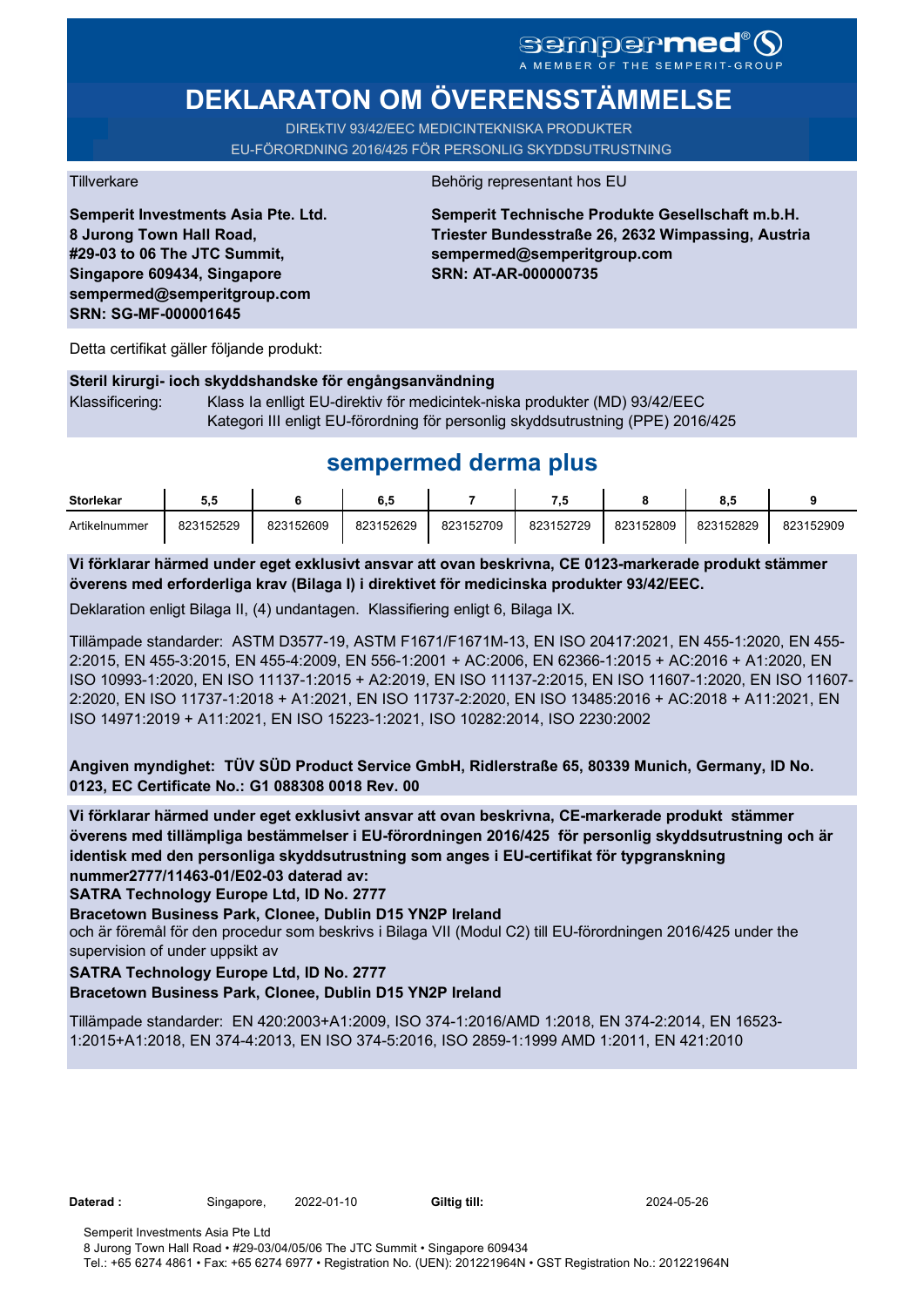sempermed®
A MEMBER OF THE SEMPERIT-GROUP

# DEKLARATON OM ÖVERENSSTÄMMELSE

DIREkTIV 93/42/EEC MEDICINTEKNISKA PRODUKTER
EU-FÖRORDNING 2016/425 FÖR PERSONLIG SKYDDSUTRUSTNING

Tillverkare

**Semperit Investments Asia Pte. Ltd.**
**8 Jurong Town Hall Road,**
**#29-03 to 06 The JTC Summit,**
**Singapore 609434, Singapore**
**sempermed@semperitgroup.com**
**SRN: SG-MF-000001645**

Behörig representant hos EU

**Semperit Technische Produkte Gesellschaft m.b.H.**
**Triester Bundesstraße 26, 2632 Wimpassing, Austria**
**sempermed@semperitgroup.com**
**SRN: AT-AR-000000735**

Detta certifikat gäller följande produkt:

**Steril kirurgi- ioch skyddshandske för engångsanvändning**

Klassificering: Klass Ia enlligt EU-direktiv för medicintek-niska produkter (MD) 93/42/EEC
Kategori III enligt EU-förordning för personlig skyddsutrustning (PPE) 2016/425

## sempermed derma plus

| Storlekar | 5,5 | 6 | 6,5 | 7 | 7,5 | 8 | 8,5 | 9 |
|---|---|---|---|---|---|---|---|---|
| Artikelnummer | 823152529 | 823152609 | 823152629 | 823152709 | 823152729 | 823152809 | 823152829 | 823152909 |

**Vi förklarar härmed under eget exklusivt ansvar att ovan beskrivna, CE 0123-markerade produkt stämmer överens med erforderliga krav (Bilaga I) i direktivet för medicinska produkter 93/42/EEC.**

Deklaration enligt Bilaga II, (4) undantagen. Klassifiering enligt 6, Bilaga IX.

Tillämpade standarder: ASTM D3577-19, ASTM F1671/F1671M-13, EN ISO 20417:2021, EN 455-1:2020, EN 455-2:2015, EN 455-3:2015, EN 455-4:2009, EN 556-1:2001 + AC:2006, EN 62366-1:2015 + AC:2016 + A1:2020, EN ISO 10993-1:2020, EN ISO 11137-1:2015 + A2:2019, EN ISO 11137-2:2015, EN ISO 11607-1:2020, EN ISO 11607-2:2020, EN ISO 11737-1:2018 + A1:2021, EN ISO 11737-2:2020, EN ISO 13485:2016 + AC:2018 + A11:2021, EN ISO 14971:2019 + A11:2021, EN ISO 15223-1:2021, ISO 10282:2014, ISO 2230:2002

**Angiven myndighet: TÜV SÜD Product Service GmbH, Ridlerstraße 65, 80339 Munich, Germany, ID No. 0123, EC Certificate No.: G1 088308 0018 Rev. 00**

**Vi förklarar härmed under eget exklusivt ansvar att ovan beskrivna, CE-markerade produkt stämmer överens med tillämpliga bestämmelser i EU-förordningen 2016/425 för personlig skyddsutrustning och är identisk med den personliga skyddsutrustning som anges i EU-certifikat för typgranskning nummer2777/11463-01/E02-03 daterad av:**

**SATRA Technology Europe Ltd, ID No. 2777**

**Bracetown Business Park, Clonee, Dublin D15 YN2P Ireland**

och är föremål för den procedur som beskrivs i Bilaga VII (Modul C2) till EU-förordningen 2016/425 under the supervision of under uppsikt av

**SATRA Technology Europe Ltd, ID No. 2777**

**Bracetown Business Park, Clonee, Dublin D15 YN2P Ireland**

Tillämpade standarder: EN 420:2003+A1:2009, ISO 374-1:2016/AMD 1:2018, EN 374-2:2014, EN 16523-1:2015+A1:2018, EN 374-4:2013, EN ISO 374-5:2016, ISO 2859-1:1999 AMD 1:2011, EN 421:2010

**Daterad :** Singapore, 2022-01-10 **Giltig till:** 2024-05-26

Semperit Investments Asia Pte Ltd
8 Jurong Town Hall Road • #29-03/04/05/06 The JTC Summit • Singapore 609434
Tel.: +65 6274 4861 • Fax: +65 6274 6977 • Registration No. (UEN): 201221964N • GST Registration No.: 201221964N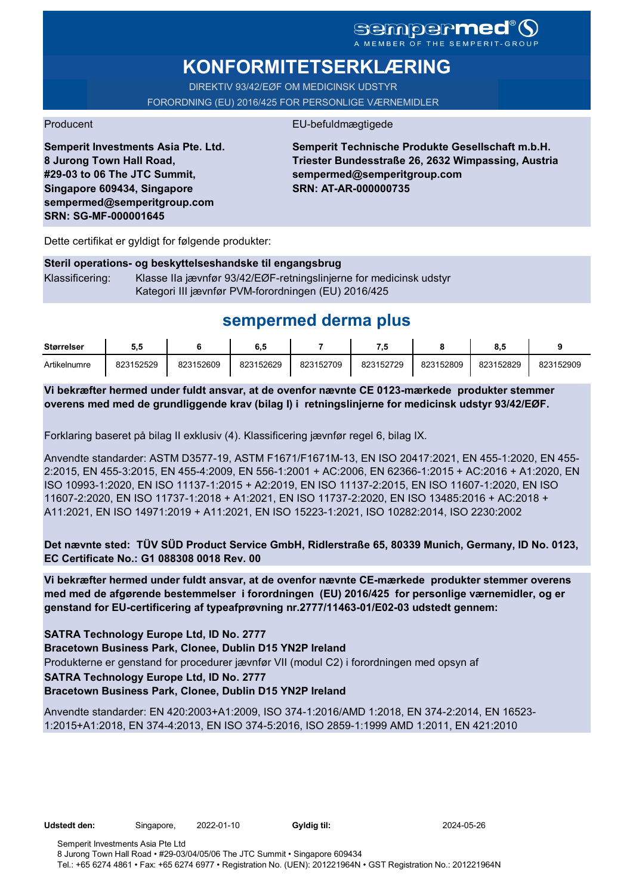sempermed®

A MEMBER OF THE SEMPERIT-GROUP

# KONFORMITETSERKLÆRING

DIREKTIV 93/42/EØF OM MEDICINSK UDSTYR

FORORDNING (EU) 2016/425 FOR PERSONLIGE VÆRNEMIDLER

Producent

**Semperit Investments Asia Pte. Ltd.**
**8 Jurong Town Hall Road,**
**#29-03 to 06 The JTC Summit,**
**Singapore 609434, Singapore**
**sempermed@semperitgroup.com**
**SRN: SG-MF-000001645**

EU-befuldmægtigede

**Semperit Technische Produkte Gesellschaft m.b.H.**
**Triester Bundesstraße 26, 2632 Wimpassing, Austria**
**sempermed@semperitgroup.com**
**SRN: AT-AR-000000735**

Dette certifikat er gyldigt for følgende produkter:

**Steril operations- og beskyttelseshandske til engangsbrug**

Klassificering: Klasse IIa jævnfør 93/42/EØF-retningslinjerne for medicinsk udstyr
Kategori III jævnfør PVM-forordningen (EU) 2016/425

## sempermed derma plus

| Størrelser | 5,5 | 6 | 6,5 | 7 | 7,5 | 8 | 8,5 | 9 |
|---|---|---|---|---|---|---|---|---|
| Artikelnumre | 823152529 | 823152609 | 823152629 | 823152709 | 823152729 | 823152809 | 823152829 | 823152909 |

**Vi bekræfter hermed under fuldt ansvar, at de ovenfor nævnte CE 0123-mærkede produkter stemmer overens med med de grundliggende krav (bilag I) i retningslinjerne for medicinsk udstyr 93/42/EØF.**

Forklaring baseret på bilag II exklusiv (4). Klassificering jævnfør regel 6, bilag IX.

Anvendte standarder: ASTM D3577-19, ASTM F1671/F1671M-13, EN ISO 20417:2021, EN 455-1:2020, EN 455-2:2015, EN 455-3:2015, EN 455-4:2009, EN 556-1:2001 + AC:2006, EN 62366-1:2015 + AC:2016 + A1:2020, EN ISO 10993-1:2020, EN ISO 11137-1:2015 + A2:2019, EN ISO 11137-2:2015, EN ISO 11607-1:2020, EN ISO 11607-2:2020, EN ISO 11737-1:2018 + A1:2021, EN ISO 11737-2:2020, EN ISO 13485:2016 + AC:2018 + A11:2021, EN ISO 14971:2019 + A11:2021, EN ISO 15223-1:2021, ISO 10282:2014, ISO 2230:2002

**Det nævnte sted: TÜV SÜD Product Service GmbH, Ridlerstraße 65, 80339 Munich, Germany, ID No. 0123, EC Certificate No.: G1 088308 0018 Rev. 00**

**Vi bekræfter hermed under fuldt ansvar, at de ovenfor nævnte CE-mærkede produkter stemmer overens med med de afgørende bestemmelser i forordningen (EU) 2016/425 for personlige værnemidler, og er genstand for EU-certificering af typeafprøvning nr.2777/11463-01/E02-03 udstedt gennem:**

**SATRA Technology Europe Ltd, ID No. 2777**
**Bracetown Business Park, Clonee, Dublin D15 YN2P Ireland**
Produkterne er genstand for procedurer jævnfør VII (modul C2) i forordningen med opsyn af
**SATRA Technology Europe Ltd, ID No. 2777**
**Bracetown Business Park, Clonee, Dublin D15 YN2P Ireland**

Anvendte standarder: EN 420:2003+A1:2009, ISO 374-1:2016/AMD 1:2018, EN 374-2:2014, EN 16523-1:2015+A1:2018, EN 374-4:2013, EN ISO 374-5:2016, ISO 2859-1:1999 AMD 1:2011, EN 421:2010

**Udstedt den:** Singapore, 2022-01-10 **Gyldig til:** 2024-05-26

Semperit Investments Asia Pte Ltd
8 Jurong Town Hall Road • #29-03/04/05/06 The JTC Summit • Singapore 609434
Tel.: +65 6274 4861 • Fax: +65 6274 6977 • Registration No. (UEN): 201221964N • GST Registration No.: 201221964N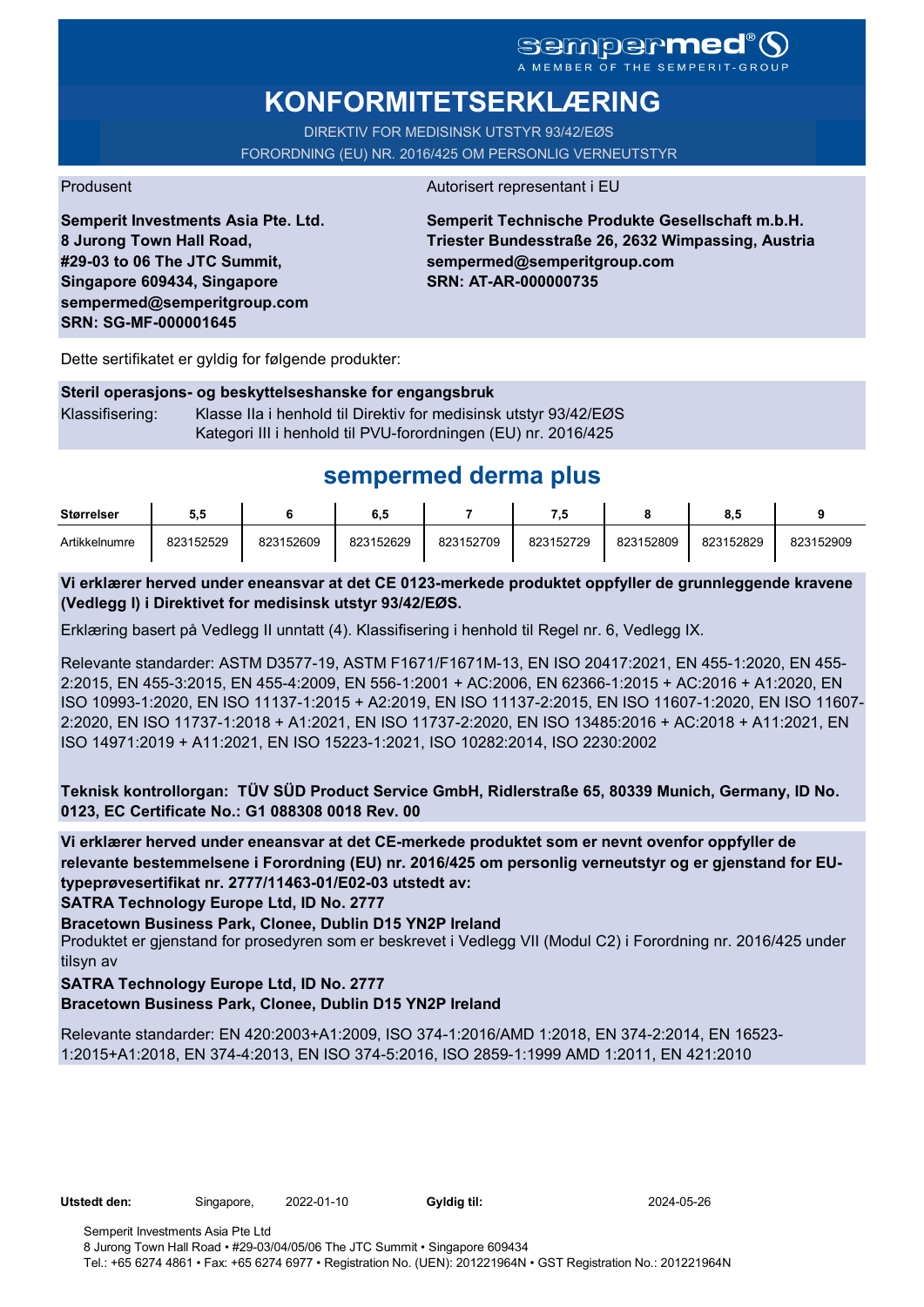sempermed®

A MEMBER OF THE SEMPERIT-GROUP

# KONFORMITETSERKLÆRING

DIREKTIV FOR MEDISINSK UTSTYR 93/42/EØS

FORORDNING (EU) NR. 2016/425 OM PERSONLIG VERNEUTSTYR

Produsent

**Semperit Investments Asia Pte. Ltd.**
**8 Jurong Town Hall Road,**
**#29-03 to 06 The JTC Summit,**
**Singapore 609434, Singapore**
**sempermed@semperitgroup.com**
**SRN: SG-MF-000001645**

Autorisert representant i EU

**Semperit Technische Produkte Gesellschaft m.b.H.**
**Triester Bundesstraße 26, 2632 Wimpassing, Austria**
**sempermed@semperitgroup.com**
**SRN: AT-AR-000000735**

Dette sertifikatet er gyldig for følgende produkter:

**Steril operasjons- og beskyttelseshanske for engangsbruk**

Klassifisering: Klasse IIa i henhold til Direktiv for medisinsk utstyr 93/42/EØS
Kategori III i henhold til PVU-forordningen (EU) nr. 2016/425

## sempermed derma plus

| Størrelser | 5,5 | 6 | 6,5 | 7 | 7,5 | 8 | 8,5 | 9 |
|---|---|---|---|---|---|---|---|---|
| Artikkelnumre | 823152529 | 823152609 | 823152629 | 823152709 | 823152729 | 823152809 | 823152829 | 823152909 |

**Vi erklærer herved under eneansvar at det CE 0123-merkede produktet oppfyller de grunnleggende kravene (Vedlegg I) i Direktivet for medisinsk utstyr 93/42/EØS.**

Erklæring basert på Vedlegg II unntatt (4). Klassifisering i henhold til Regel nr. 6, Vedlegg IX.

Relevante standarder: ASTM D3577-19, ASTM F1671/F1671M-13, EN ISO 20417:2021, EN 455-1:2020, EN 455-2:2015, EN 455-3:2015, EN 455-4:2009, EN 556-1:2001 + AC:2006, EN 62366-1:2015 + AC:2016 + A1:2020, EN ISO 10993-1:2020, EN ISO 11137-1:2015 + A2:2019, EN ISO 11137-2:2015, EN ISO 11607-1:2020, EN ISO 11607-2:2020, EN ISO 11737-1:2018 + A1:2021, EN ISO 11737-2:2020, EN ISO 13485:2016 + AC:2018 + A11:2021, EN ISO 14971:2019 + A11:2021, EN ISO 15223-1:2021, ISO 10282:2014, ISO 2230:2002

**Teknisk kontrollorgan: TÜV SÜD Product Service GmbH, Ridlerstraße 65, 80339 Munich, Germany, ID No. 0123, EC Certificate No.: G1 088308 0018 Rev. 00**

**Vi erklærer herved under eneansvar at det CE-merkede produktet som er nevnt ovenfor oppfyller de relevante bestemmelsene i Forordning (EU) nr. 2016/425 om personlig verneutstyr og er gjenstand for EU-typeprøvesertifikat nr. 2777/11463-01/E02-03 utstedt av:**

**SATRA Technology Europe Ltd, ID No. 2777**

**Bracetown Business Park, Clonee, Dublin D15 YN2P Ireland**

Produktet er gjenstand for prosedyren som er beskrevet i Vedlegg VII (Modul C2) i Forordning nr. 2016/425 under tilsyn av

**SATRA Technology Europe Ltd, ID No. 2777**

**Bracetown Business Park, Clonee, Dublin D15 YN2P Ireland**

Relevante standarder: EN 420:2003+A1:2009, ISO 374-1:2016/AMD 1:2018, EN 374-2:2014, EN 16523-1:2015+A1:2018, EN 374-4:2013, EN ISO 374-5:2016, ISO 2859-1:1999 AMD 1:2011, EN 421:2010

**Utstedt den:** Singapore, 2022-01-10 **Gyldig til:** 2024-05-26

Semperit Investments Asia Pte Ltd
8 Jurong Town Hall Road • #29-03/04/05/06 The JTC Summit • Singapore 609434
Tel.: +65 6274 4861 • Fax: +65 6274 6977 • Registration No. (UEN): 201221964N • GST Registration No.: 201221964N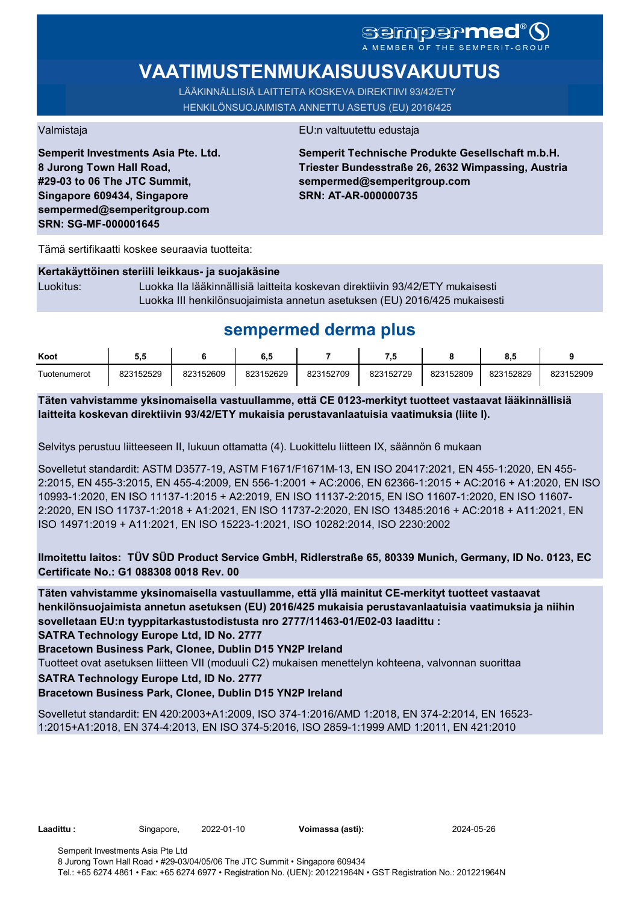sempermed®
A MEMBER OF THE SEMPERIT-GROUP

# VAATIMUSTENMUKAISUUSVAKUUTUS

LÄÄKINNÄLLISIÄ LAITTEITA KOSKEVA DIREKTIIVI 93/42/ETY
HENKILÖNSUOJAIMISTA ANNETTU ASETUS (EU) 2016/425

Valmistaja

**Semperit Investments Asia Pte. Ltd.**
**8 Jurong Town Hall Road,**
**#29-03 to 06 The JTC Summit,**
**Singapore 609434, Singapore**
**sempermed@semperitgroup.com**
**SRN: SG-MF-000001645**

EU:n valtuutettu edustaja

**Semperit Technische Produkte Gesellschaft m.b.H.**
**Triester Bundesstraße 26, 2632 Wimpassing, Austria**
**sempermed@semperitgroup.com**
**SRN: AT-AR-000000735**

Tämä sertifikaatti koskee seuraavia tuotteita:

**Kertakäyttöinen steriili leikkaus- ja suojakäsine**

Luokitus: Luokka IIa lääkinnällisiä laitteita koskevan direktiivin 93/42/ETY mukaisesti
Luokka III henkilönsuojaimista annetun asetuksen (EU) 2016/425 mukaisesti

## sempermed derma plus

| Koot | 5,5 | 6 | 6,5 | 7 | 7,5 | 8 | 8,5 | 9 |
|---|---|---|---|---|---|---|---|---|
| Tuotenumerot | 823152529 | 823152609 | 823152629 | 823152709 | 823152729 | 823152809 | 823152829 | 823152909 |

**Täten vahvistamme yksinomaisella vastuullamme, että CE 0123-merkityt tuotteet vastaavat lääkinnällisiä laitteita koskevan direktiivin 93/42/ETY mukaisia perustavanlaatuisia vaatimuksia (liite I).**

Selvitys perustuu liitteeseen II, lukuun ottamatta (4). Luokittelu liitteen IX, säännön 6 mukaan

Sovelletut standardit: ASTM D3577-19, ASTM F1671/F1671M-13, EN ISO 20417:2021, EN 455-1:2020, EN 455-2:2015, EN 455-3:2015, EN 455-4:2009, EN 556-1:2001 + AC:2006, EN 62366-1:2015 + AC:2016 + A1:2020, EN ISO 10993-1:2020, EN ISO 11137-1:2015 + A2:2019, EN ISO 11137-2:2015, EN ISO 11607-1:2020, EN ISO 11607-2:2020, EN ISO 11737-1:2018 + A1:2021, EN ISO 11737-2:2020, EN ISO 13485:2016 + AC:2018 + A11:2021, EN ISO 14971:2019 + A11:2021, EN ISO 15223-1:2021, ISO 10282:2014, ISO 2230:2002

**Ilmoitettu laitos: TÜV SÜD Product Service GmbH, Ridlerstraße 65, 80339 Munich, Germany, ID No. 0123, EC Certificate No.: G1 088308 0018 Rev. 00**

**Täten vahvistamme yksinomaisella vastuullamme, että yllä mainitut CE-merkityt tuotteet vastaavat henkilönsuojaimista annetun asetuksen (EU) 2016/425 mukaisia perustavanlaatuisia vaatimuksia ja niihin sovelletaan EU:n tyyppitarkastustodistusta nro 2777/11463-01/E02-03 laadittu :**
**SATRA Technology Europe Ltd, ID No. 2777**
**Bracetown Business Park, Clonee, Dublin D15 YN2P Ireland**
Tuotteet ovat asetuksen liitteen VII (moduuli C2) mukaisen menettelyn kohteena, valvonnan suorittaa
**SATRA Technology Europe Ltd, ID No. 2777**
**Bracetown Business Park, Clonee, Dublin D15 YN2P Ireland**

Sovelletut standardit: EN 420:2003+A1:2009, ISO 374-1:2016/AMD 1:2018, EN 374-2:2014, EN 16523-1:2015+A1:2018, EN 374-4:2013, EN ISO 374-5:2016, ISO 2859-1:1999 AMD 1:2011, EN 421:2010

**Laadittu :** Singapore, 2022-01-10 **Voimassa (asti):** 2024-05-26

Semperit Investments Asia Pte Ltd
8 Jurong Town Hall Road • #29-03/04/05/06 The JTC Summit • Singapore 609434
Tel.: +65 6274 4861 • Fax: +65 6274 6977 • Registration No. (UEN): 201221964N • GST Registration No.: 201221964N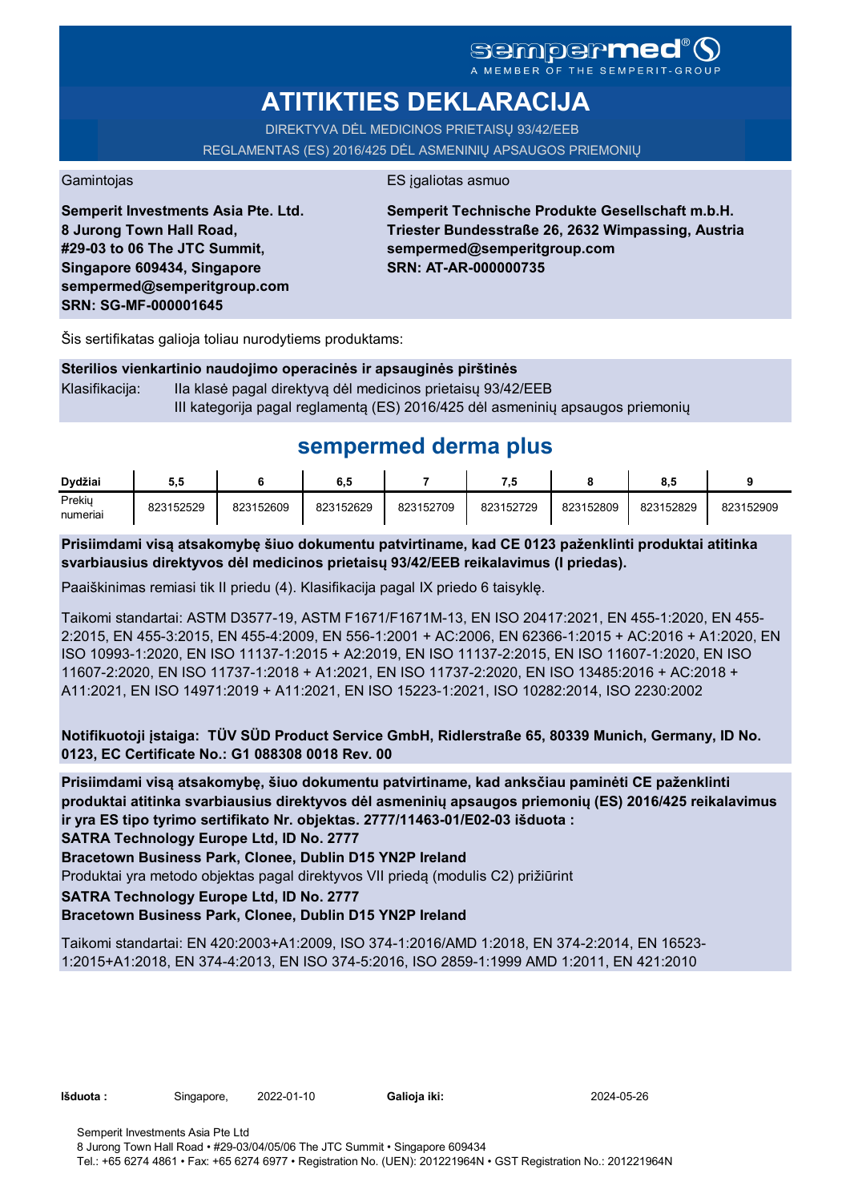sempermed®
A MEMBER OF THE SEMPERIT-GROUP

# ATITIKTIES DEKLARACIJA

DIREKTYVA DĖL MEDICINOS PRIETAISŲ 93/42/EEB

REGLAMENTAS (ES) 2016/425 DĖL ASMENINIŲ APSAUGOS PRIEMONIŲ

Gamintojas

**Semperit Investments Asia Pte. Ltd.**
**8 Jurong Town Hall Road,**
**#29-03 to 06 The JTC Summit,**
**Singapore 609434, Singapore**
**sempermed@semperitgroup.com**
**SRN: SG-MF-000001645**

ES įgaliotas asmuo

**Semperit Technische Produkte Gesellschaft m.b.H.**
**Triester Bundesstraße 26, 2632 Wimpassing, Austria**
**sempermed@semperitgroup.com**
**SRN: AT-AR-000000735**

Šis sertifikatas galioja toliau nurodytiems produktams:

**Sterilios vienkartinio naudojimo operacinės ir apsauginės pirštinės**

Klasifikacija: IIa klasė pagal direktyvą dėl medicinos prietaisų 93/42/EEB
III kategorija pagal reglamentą (ES) 2016/425 dėl asmeninių apsaugos priemonių

## sempermed derma plus

| Dydžiai | 5,5 | 6 | 6,5 | 7 | 7,5 | 8 | 8,5 | 9 |
|---|---|---|---|---|---|---|---|---|
| Prekių numeriai | 823152529 | 823152609 | 823152629 | 823152709 | 823152729 | 823152809 | 823152829 | 823152909 |

**Prisiimdami visą atsakomybę šiuo dokumentu patvirtiname, kad CE 0123 paženklinti produktai atitinka svarbiausius direktyvos dėl medicinos prietaisų 93/42/EEB reikalavimus (I priedas).**

Paaiškinimas remiasi tik II priedu (4). Klasifikacija pagal IX priedo 6 taisyklę.

Taikomi standartai: ASTM D3577-19, ASTM F1671/F1671M-13, EN ISO 20417:2021, EN 455-1:2020, EN 455-2:2015, EN 455-3:2015, EN 455-4:2009, EN 556-1:2001 + AC:2006, EN 62366-1:2015 + AC:2016 + A1:2020, EN ISO 10993-1:2020, EN ISO 11137-1:2015 + A2:2019, EN ISO 11137-2:2015, EN ISO 11607-1:2020, EN ISO 11607-2:2020, EN ISO 11737-1:2018 + A1:2021, EN ISO 11737-2:2020, EN ISO 13485:2016 + AC:2018 + A11:2021, EN ISO 14971:2019 + A11:2021, EN ISO 15223-1:2021, ISO 10282:2014, ISO 2230:2002

**Notifikuotoji įstaiga: TÜV SÜD Product Service GmbH, Ridlerstraße 65, 80339 Munich, Germany, ID No. 0123, EC Certificate No.: G1 088308 0018 Rev. 00**

**Prisiimdami visą atsakomybę, šiuo dokumentu patvirtiname, kad anksčiau paminėti CE paženklinti produktai atitinka svarbiausius direktyvos dėl asmeninių apsaugos priemonių (ES) 2016/425 reikalavimus ir yra ES tipo tyrimo sertifikato Nr. objektas. 2777/11463-01/E02-03 išduota :**
**SATRA Technology Europe Ltd, ID No. 2777**
**Bracetown Business Park, Clonee, Dublin D15 YN2P Ireland**
Produktai yra metodo objektas pagal direktyvos VII priedą (modulis C2) prižiūrint
**SATRA Technology Europe Ltd, ID No. 2777**
**Bracetown Business Park, Clonee, Dublin D15 YN2P Ireland**

Taikomi standartai: EN 420:2003+A1:2009, ISO 374-1:2016/AMD 1:2018, EN 374-2:2014, EN 16523-1:2015+A1:2018, EN 374-4:2013, EN ISO 374-5:2016, ISO 2859-1:1999 AMD 1:2011, EN 421:2010

**Išduota :** Singapore, 2022-01-10 **Galioja iki:** 2024-05-26

Semperit Investments Asia Pte Ltd
8 Jurong Town Hall Road • #29-03/04/05/06 The JTC Summit • Singapore 609434
Tel.: +65 6274 4861 • Fax: +65 6274 6977 • Registration No. (UEN): 201221964N • GST Registration No.: 201221964N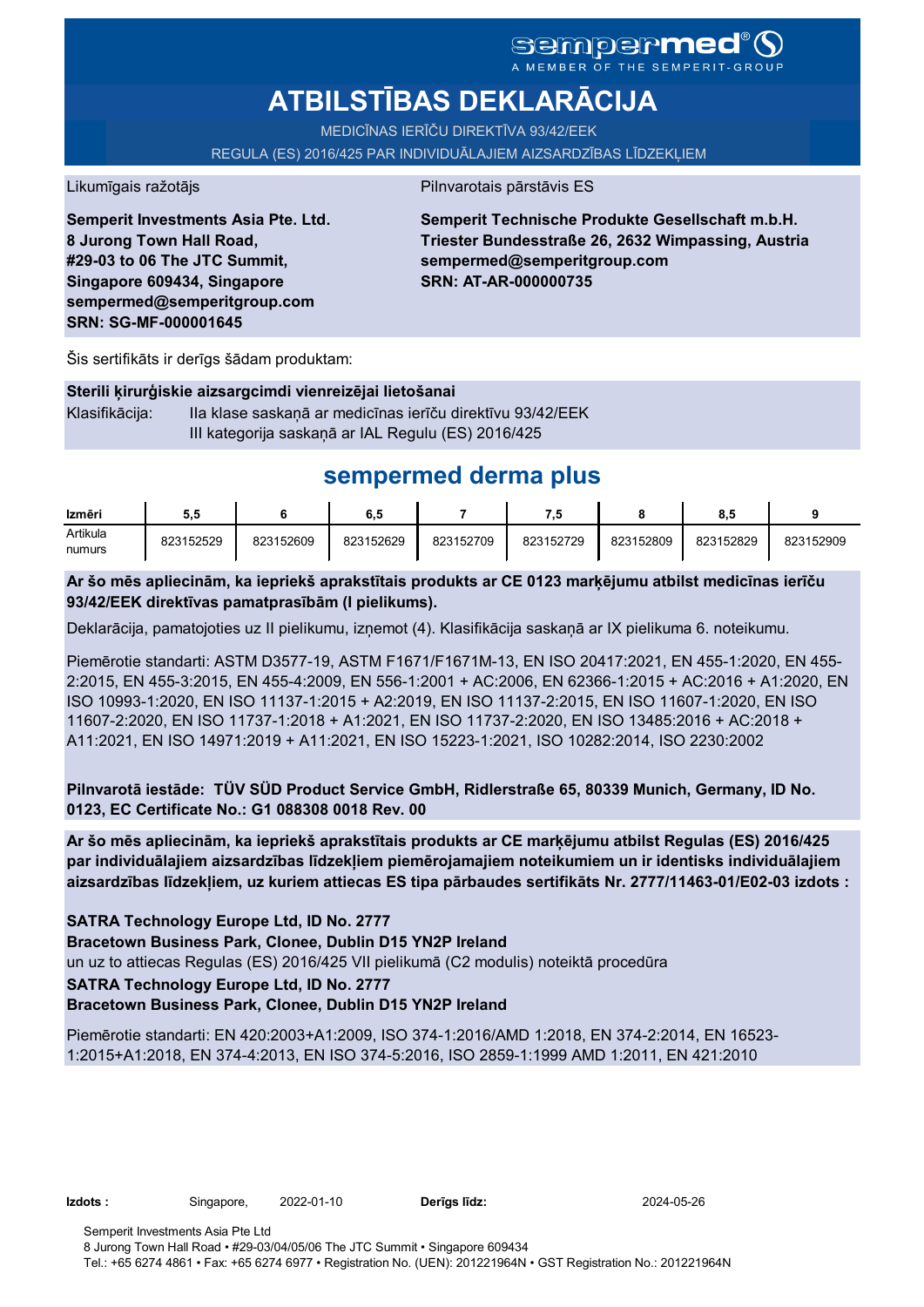sempermed®
A MEMBER OF THE SEMPERIT-GROUP

# ATBILSTĪBAS DEKLARĀCIJA

MEDICĪNAS IERĪČU DIREKTĪVA 93/42/EEK

REGULA (ES) 2016/425 PAR INDIVIDUĀLAJIEM AIZSARDZĪBAS LĪDZEKĻIEM

Likumīgais ražotājs

**Semperit Investments Asia Pte. Ltd.**
**8 Jurong Town Hall Road,**
**#29-03 to 06 The JTC Summit,**
**Singapore 609434, Singapore**
**sempermed@semperitgroup.com**
**SRN: SG-MF-000001645**

Pilnvarotais pārstāvis ES

**Semperit Technische Produkte Gesellschaft m.b.H.**
**Triester Bundesstraße 26, 2632 Wimpassing, Austria**
**sempermed@semperitgroup.com**
**SRN: AT-AR-000000735**

Šis sertifikāts ir derīgs šādam produktam:

**Sterili ķirurģiskie aizsargcimdi vienreizējai lietošanai**

Klasifikācija: IIa klase saskaņā ar medicīnas ierīču direktīvu 93/42/EEK
III kategorija saskaņā ar IAL Regulu (ES) 2016/425

## sempermed derma plus

| Izmēri | 5,5 | 6 | 6,5 | 7 | 7,5 | 8 | 8,5 | 9 |
|---|---|---|---|---|---|---|---|---|
| Artikula numurs | 823152529 | 823152609 | 823152629 | 823152709 | 823152729 | 823152809 | 823152829 | 823152909 |

**Ar šo mēs apliecinām, ka iepriekš aprakstītais produkts ar CE 0123 marķējumu atbilst medicīnas ierīču 93/42/EEK direktīvas pamatprasībām (I pielikums).**

Deklarācija, pamatojoties uz II pielikumu, izņemot (4). Klasifikācija saskaņā ar IX pielikuma 6. noteikumu.

Piemērotie standarti: ASTM D3577-19, ASTM F1671/F1671M-13, EN ISO 20417:2021, EN 455-1:2020, EN 455-2:2015, EN 455-3:2015, EN 455-4:2009, EN 556-1:2001 + AC:2006, EN 62366-1:2015 + AC:2016 + A1:2020, EN ISO 10993-1:2020, EN ISO 11137-1:2015 + A2:2019, EN ISO 11137-2:2015, EN ISO 11607-1:2020, EN ISO 11607-2:2020, EN ISO 11737-1:2018 + A1:2021, EN ISO 11737-2:2020, EN ISO 13485:2016 + AC:2018 + A11:2021, EN ISO 14971:2019 + A11:2021, EN ISO 15223-1:2021, ISO 10282:2014, ISO 2230:2002

**Pilnvarotā iestāde: TÜV SÜD Product Service GmbH, Ridlerstraße 65, 80339 Munich, Germany, ID No. 0123, EC Certificate No.: G1 088308 0018 Rev. 00**

**Ar šo mēs apliecinām, ka iepriekš aprakstītais produkts ar CE marķējumu atbilst Regulas (ES) 2016/425 par individuālajiem aizsardzības līdzekļiem piemērojamajiem noteikumiem un ir identisks individuālajiem aizsardzības līdzekļiem, uz kuriem attiecas ES tipa pārbaudes sertifikāts Nr. 2777/11463-01/E02-03 izdots :**

**SATRA Technology Europe Ltd, ID No. 2777**
**Bracetown Business Park, Clonee, Dublin D15 YN2P Ireland**
un uz to attiecas Regulas (ES) 2016/425 VII pielikumā (C2 modulis) noteiktā procedūra
**SATRA Technology Europe Ltd, ID No. 2777**
**Bracetown Business Park, Clonee, Dublin D15 YN2P Ireland**

Piemērotie standarti: EN 420:2003+A1:2009, ISO 374-1:2016/AMD 1:2018, EN 374-2:2014, EN 16523-1:2015+A1:2018, EN 374-4:2013, EN ISO 374-5:2016, ISO 2859-1:1999 AMD 1:2011, EN 421:2010

**Izdots :** Singapore, 2022-01-10 **Derīgs līdz:** 2024-05-26

Semperit Investments Asia Pte Ltd
8 Jurong Town Hall Road • #29-03/04/05/06 The JTC Summit • Singapore 609434
Tel.: +65 6274 4861 • Fax: +65 6274 6977 • Registration No. (UEN): 201221964N • GST Registration No.: 201221964N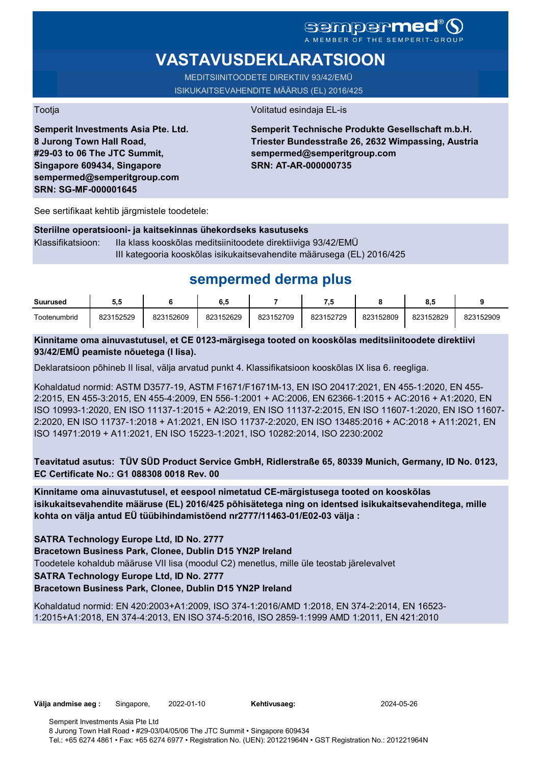sempermed®
A MEMBER OF THE SEMPERIT-GROUP

# VASTAVUSDEKLARATSIOON

MEDITSIINITOODETE DIREKTIIV 93/42/EMÜ

ISIKUKAITSEVAHENDITE MÄÄRUS (EL) 2016/425

Tootja

**Semperit Investments Asia Pte. Ltd.**
**8 Jurong Town Hall Road,**
**#29-03 to 06 The JTC Summit,**
**Singapore 609434, Singapore**
**sempermed@semperitgroup.com**
**SRN: SG-MF-000001645**

Volitatud esindaja EL-is

**Semperit Technische Produkte Gesellschaft m.b.H.**
**Triester Bundesstraße 26, 2632 Wimpassing, Austria**
**sempermed@semperitgroup.com**
**SRN: AT-AR-000000735**

See sertifikaat kehtib järgmistele toodetele:

**Steriilne operatsiooni- ja kaitsekinnas ühekordseks kasutuseks**

Klassifikatsioon: IIa klass kooskõlas meditsiinitoodete direktiiviga 93/42/EMÜ
III kategooria kooskõlas isikukaitsevahendite määrusega (EL) 2016/425

## sempermed derma plus

| Suurused | 5,5 | 6 | 6,5 | 7 | 7,5 | 8 | 8,5 | 9 |
|---|---|---|---|---|---|---|---|---|
| Tootenumbrid | 823152529 | 823152609 | 823152629 | 823152709 | 823152729 | 823152809 | 823152829 | 823152909 |

**Kinnitame oma ainuvastutusel, et CE 0123-märgisega tooted on kooskõlas meditsiinitoodete direktiivi 93/42/EMÜ peamiste nõuetega (I lisa).**

Deklaratsioon põhineb II lisal, välja arvatud punkt 4. Klassifikatsioon kooskõlas IX lisa 6. reegliga.

Kohaldatud normid: ASTM D3577-19, ASTM F1671/F1671M-13, EN ISO 20417:2021, EN 455-1:2020, EN 455-2:2015, EN 455-3:2015, EN 455-4:2009, EN 556-1:2001 + AC:2006, EN 62366-1:2015 + AC:2016 + A1:2020, EN ISO 10993-1:2020, EN ISO 11137-1:2015 + A2:2019, EN ISO 11137-2:2015, EN ISO 11607-1:2020, EN ISO 11607-2:2020, EN ISO 11737-1:2018 + A1:2021, EN ISO 11737-2:2020, EN ISO 13485:2016 + AC:2018 + A11:2021, EN ISO 14971:2019 + A11:2021, EN ISO 15223-1:2021, ISO 10282:2014, ISO 2230:2002

**Teavitatud asutus: TÜV SÜD Product Service GmbH, Ridlerstraße 65, 80339 Munich, Germany, ID No. 0123, EC Certificate No.: G1 088308 0018 Rev. 00**

**Kinnitame oma ainuvastutusel, et eespool nimetatud CE-märgistusega tooted on kooskõlas isikukaitsevahendite määruse (EL) 2016/425 põhisätetega ning on identsed isikukaitsevahenditega, mille kohta on välja antud EÜ tüübihindamistõend nr2777/11463-01/E02-03 välja :**

**SATRA Technology Europe Ltd, ID No. 2777**
**Bracetown Business Park, Clonee, Dublin D15 YN2P Ireland**
Toodetele kohaldub määruse VII lisa (moodul C2) menetlus, mille üle teostab järelevalvet
**SATRA Technology Europe Ltd, ID No. 2777**
**Bracetown Business Park, Clonee, Dublin D15 YN2P Ireland**

Kohaldatud normid: EN 420:2003+A1:2009, ISO 374-1:2016/AMD 1:2018, EN 374-2:2014, EN 16523-1:2015+A1:2018, EN 374-4:2013, EN ISO 374-5:2016, ISO 2859-1:1999 AMD 1:2011, EN 421:2010

**Välja andmise aeg :** Singapore, 2022-01-10 **Kehtivusaeg:** 2024-05-26

Semperit Investments Asia Pte Ltd
8 Jurong Town Hall Road • #29-03/04/05/06 The JTC Summit • Singapore 609434
Tel.: +65 6274 4861 • Fax: +65 6274 6977 • Registration No. (UEN): 201221964N • GST Registration No.: 201221964N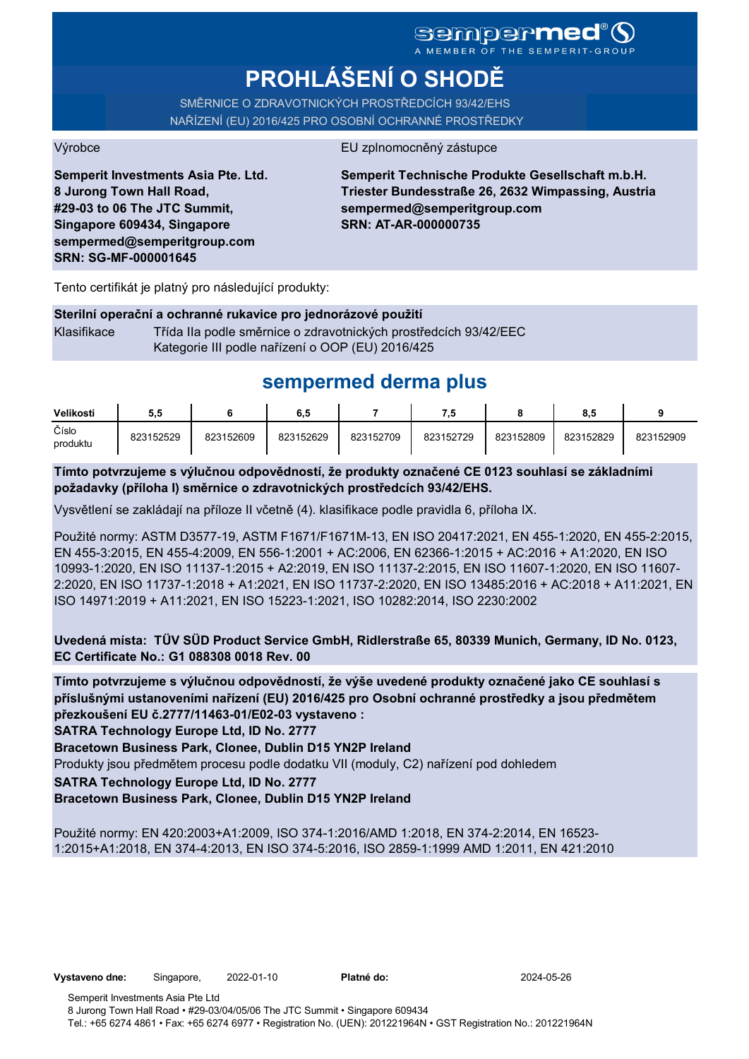sempermed®
A MEMBER OF THE SEMPERIT-GROUP

# PROHLÁŠENÍ O SHODĚ

SMĚRNICE O ZDRAVOTNICKÝCH PROSTŘEDCÍCH 93/42/EHS
NAŘÍZENÍ (EU) 2016/425 PRO OSOBNÍ OCHRANNÉ PROSTŘEDKY

Výrobce

**Semperit Investments Asia Pte. Ltd.**
**8 Jurong Town Hall Road,**
**#29-03 to 06 The JTC Summit,**
**Singapore 609434, Singapore**
**sempermed@semperitgroup.com**
**SRN: SG-MF-000001645**

EU zplnomocněný zástupce

**Semperit Technische Produkte Gesellschaft m.b.H.**
**Triester Bundesstraße 26, 2632 Wimpassing, Austria**
**sempermed@semperitgroup.com**
**SRN: AT-AR-000000735**

Tento certifikát je platný pro následující produkty:

**Sterilní operační a ochranné rukavice pro jednorázové použití**

Klasifikace: Třída IIa podle směrnice o zdravotnických prostředcích 93/42/EEC
Kategorie III podle nařízení o OOP (EU) 2016/425

## sempermed derma plus

| Velikosti | 5,5 | 6 | 6,5 | 7 | 7,5 | 8 | 8,5 | 9 |
|---|---|---|---|---|---|---|---|---|
| Číslo produktu | 823152529 | 823152609 | 823152629 | 823152709 | 823152729 | 823152809 | 823152829 | 823152909 |

**Tímto potvrzujeme s výlučnou odpovědností, že produkty označené CE 0123 souhlasí se základními požadavky (příloha I) směrnice o zdravotnických prostředcích 93/42/EHS.**

Vysvětlení se zakládají na příloze II včetně (4). klasifikace podle pravidla 6, příloha IX.

Použité normy: ASTM D3577-19, ASTM F1671/F1671M-13, EN ISO 20417:2021, EN 455-1:2020, EN 455-2:2015, EN 455-3:2015, EN 455-4:2009, EN 556-1:2001 + AC:2006, EN 62366-1:2015 + AC:2016 + A1:2020, EN ISO 10993-1:2020, EN ISO 11137-1:2015 + A2:2019, EN ISO 11137-2:2015, EN ISO 11607-1:2020, EN ISO 11607-2:2020, EN ISO 11737-1:2018 + A1:2021, EN ISO 11737-2:2020, EN ISO 13485:2016 + AC:2018 + A11:2021, EN ISO 14971:2019 + A11:2021, EN ISO 15223-1:2021, ISO 10282:2014, ISO 2230:2002

**Uvedená místa: TÜV SÜD Product Service GmbH, Ridlerstraße 65, 80339 Munich, Germany, ID No. 0123, EC Certificate No.: G1 088308 0018 Rev. 00**

**Tímto potvrzujeme s výlučnou odpovědností, že výše uvedené produkty označené jako CE souhlasí s příslušnými ustanoveními nařízení (EU) 2016/425 pro Osobní ochranné prostředky a jsou předmětem přezkoušení EU č.2777/11463-01/E02-03 vystaveno :**
**SATRA Technology Europe Ltd, ID No. 2777**
**Bracetown Business Park, Clonee, Dublin D15 YN2P Ireland**
Produkty jsou předmětem procesu podle dodatku VII (moduly, C2) nařízení pod dohledem
**SATRA Technology Europe Ltd, ID No. 2777**
**Bracetown Business Park, Clonee, Dublin D15 YN2P Ireland**

Použité normy: EN 420:2003+A1:2009, ISO 374-1:2016/AMD 1:2018, EN 374-2:2014, EN 16523-1:2015+A1:2018, EN 374-4:2013, EN ISO 374-5:2016, ISO 2859-1:1999 AMD 1:2011, EN 421:2010

**Vystaveno dne:** Singapore, 2022-01-10 **Platné do:** 2024-05-26

Semperit Investments Asia Pte Ltd
8 Jurong Town Hall Road • #29-03/04/05/06 The JTC Summit • Singapore 609434
Tel.: +65 6274 4861 • Fax: +65 6274 6977 • Registration No. (UEN): 201221964N • GST Registration No.: 201221964N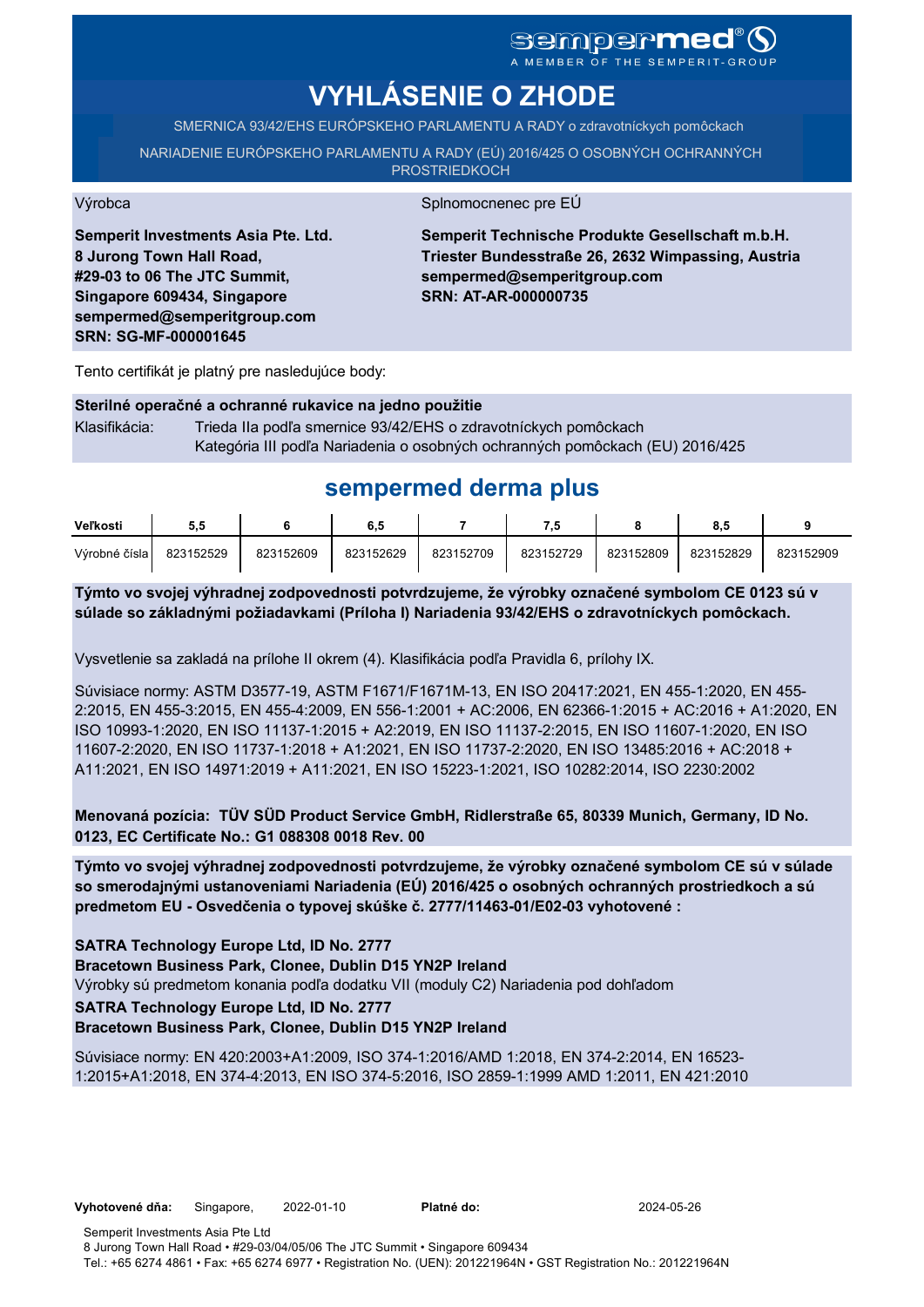sempermed®
A MEMBER OF THE SEMPERIT-GROUP

# VYHLÁSENIE O ZHODE

SMERNICA 93/42/EHS EURÓPSKEHO PARLAMENTU A RADY o zdravotníckych pomôckach

NARIADENIE EURÓPSKEHO PARLAMENTU A RADY (EÚ) 2016/425 O OSOBNÝCH OCHRANNÝCH PROSTRIEDKOCH

Výrobca

**Semperit Investments Asia Pte. Ltd.**
**8 Jurong Town Hall Road,**
**#29-03 to 06 The JTC Summit,**
**Singapore 609434, Singapore**
**sempermed@semperitgroup.com**
**SRN: SG-MF-000001645**

Splnomocnenec pre EÚ

**Semperit Technische Produkte Gesellschaft m.b.H.**
**Triester Bundesstraße 26, 2632 Wimpassing, Austria**
**sempermed@semperitgroup.com**
**SRN: AT-AR-000000735**

Tento certifikát je platný pre nasledujúce body:

**Sterilné operačné a ochranné rukavice na jedno použitie**

Klasifikácia: Trieda IIa podľa smernice 93/42/EHS o zdravotníckych pomôckach
Kategória III podľa Nariadenia o osobných ochranných pomôckach (EU) 2016/425

## sempermed derma plus

| Veľkosti | 5,5 | 6 | 6,5 | 7 | 7,5 | 8 | 8,5 | 9 |
|---|---|---|---|---|---|---|---|---|
| Výrobné čísla | 823152529 | 823152609 | 823152629 | 823152709 | 823152729 | 823152809 | 823152829 | 823152909 |

**Týmto vo svojej výhradnej zodpovednosti potvrdzujeme, že výrobky označené symbolom CE 0123 sú v súlade so základnými požiadavkami (Príloha I) Nariadenia 93/42/EHS o zdravotníckych pomôckach.**

Vysvetlenie sa zakladá na prílohe II okrem (4). Klasifikácia podľa Pravidla 6, prílohy IX.

Súvisiace normy: ASTM D3577-19, ASTM F1671/F1671M-13, EN ISO 20417:2021, EN 455-1:2020, EN 455-2:2015, EN 455-3:2015, EN 455-4:2009, EN 556-1:2001 + AC:2006, EN 62366-1:2015 + AC:2016 + A1:2020, EN ISO 10993-1:2020, EN ISO 11137-1:2015 + A2:2019, EN ISO 11137-2:2015, EN ISO 11607-1:2020, EN ISO 11607-2:2020, EN ISO 11737-1:2018 + A1:2021, EN ISO 11737-2:2020, EN ISO 13485:2016 + AC:2018 + A11:2021, EN ISO 14971:2019 + A11:2021, EN ISO 15223-1:2021, ISO 10282:2014, ISO 2230:2002

**Menovaná pozícia: TÜV SÜD Product Service GmbH, Ridlerstraße 65, 80339 Munich, Germany, ID No. 0123, EC Certificate No.: G1 088308 0018 Rev. 00**

**Týmto vo svojej výhradnej zodpovednosti potvrdzujeme, že výrobky označené symbolom CE sú v súlade so smerodajnými ustanoveniami Nariadenia (EÚ) 2016/425 o osobných ochranných prostriedkoch a sú predmetom EU - Osvedčenia o typovej skúške č. 2777/11463-01/E02-03 vyhotovené :**

**SATRA Technology Europe Ltd, ID No. 2777**
**Bracetown Business Park, Clonee, Dublin D15 YN2P Ireland**
Výrobky sú predmetom konania podľa dodatku VII (moduly C2) Nariadenia pod dohľadom
**SATRA Technology Europe Ltd, ID No. 2777**
**Bracetown Business Park, Clonee, Dublin D15 YN2P Ireland**

Súvisiace normy: EN 420:2003+A1:2009, ISO 374-1:2016/AMD 1:2018, EN 374-2:2014, EN 16523-1:2015+A1:2018, EN 374-4:2013, EN ISO 374-5:2016, ISO 2859-1:1999 AMD 1:2011, EN 421:2010

**Vyhotovené dňa:** Singapore, 2022-01-10 **Platné do:** 2024-05-26

Semperit Investments Asia Pte Ltd
8 Jurong Town Hall Road • #29-03/04/05/06 The JTC Summit • Singapore 609434
Tel.: +65 6274 4861 • Fax: +65 6274 6977 • Registration No. (UEN): 201221964N • GST Registration No.: 201221964N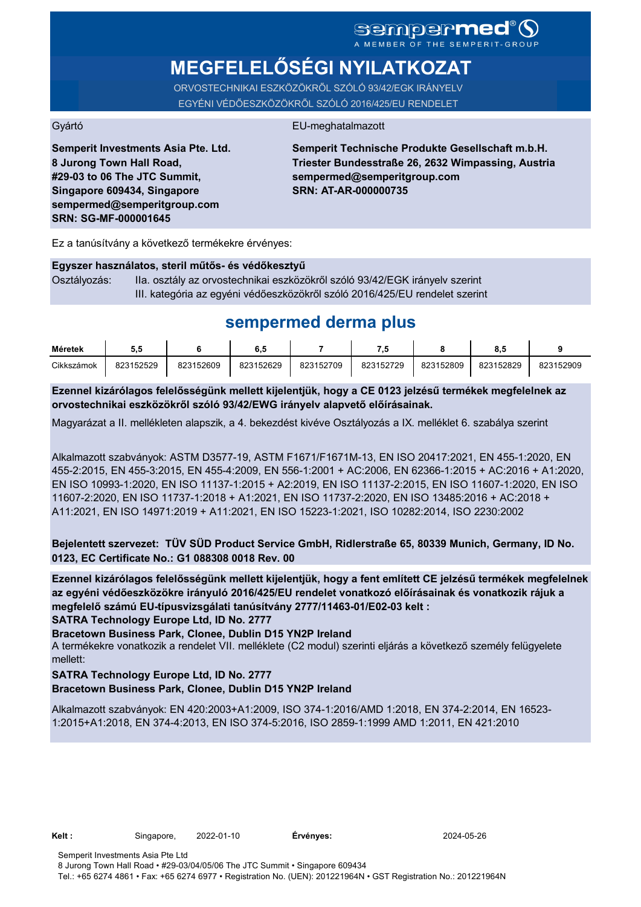sempermed®
A MEMBER OF THE SEMPERIT-GROUP

# MEGFELELŐSÉGI NYILATKOZAT

ORVOSTECHNIKAI ESZKÖZÖKRŐL SZÓLÓ 93/42/EGK IRÁNYELV
EGYÉNI VÉDŐESZKÖZÖKRŐL SZÓLÓ 2016/425/EU RENDELET

Gyártó

**Semperit Investments Asia Pte. Ltd.**
**8 Jurong Town Hall Road,**
**#29-03 to 06 The JTC Summit,**
**Singapore 609434, Singapore**
**sempermed@semperitgroup.com**
**SRN: SG-MF-000001645**

EU-meghatalmazott

**Semperit Technische Produkte Gesellschaft m.b.H.**
**Triester Bundesstraße 26, 2632 Wimpassing, Austria**
**sempermed@semperitgroup.com**
**SRN: AT-AR-000000735**

Ez a tanúsítvány a következő termékekre érvényes:

**Egyszer használatos, steril műtős- és védőkesztyű**

Osztályozás: IIa. osztály az orvostechnikai eszközökről szóló 93/42/EGK irányelv szerint
III. kategória az egyéni védőeszközökről szóló 2016/425/EU rendelet szerint

## sempermed derma plus

| Méretek | 5,5 | 6 | 6,5 | 7 | 7,5 | 8 | 8,5 | 9 |
|---|---|---|---|---|---|---|---|---|
| Cikkszámok | 823152529 | 823152609 | 823152629 | 823152709 | 823152729 | 823152809 | 823152829 | 823152909 |

**Ezennel kizárólagos felelősségünk mellett kijelentjük, hogy a CE 0123 jelzésű termékek megfelelnek az orvostechnikai eszközökről szóló 93/42/EWG irányelv alapvető előírásainak.**

Magyarázat a II. mellékleten alapszik, a 4. bekezdést kivéve Osztályozás a IX. melléklet 6. szabálya szerint

Alkalmazott szabványok: ASTM D3577-19, ASTM F1671/F1671M-13, EN ISO 20417:2021, EN 455-1:2020, EN 455-2:2015, EN 455-3:2015, EN 455-4:2009, EN 556-1:2001 + AC:2006, EN 62366-1:2015 + AC:2016 + A1:2020, EN ISO 10993-1:2020, EN ISO 11137-1:2015 + A2:2019, EN ISO 11137-2:2015, EN ISO 11607-1:2020, EN ISO 11607-2:2020, EN ISO 11737-1:2018 + A1:2021, EN ISO 11737-2:2020, EN ISO 13485:2016 + AC:2018 + A11:2021, EN ISO 14971:2019 + A11:2021, EN ISO 15223-1:2021, ISO 10282:2014, ISO 2230:2002

**Bejelentett szervezet: TÜV SÜD Product Service GmbH, Ridlerstraße 65, 80339 Munich, Germany, ID No. 0123, EC Certificate No.: G1 088308 0018 Rev. 00**

**Ezennel kizárólagos felelősségünk mellett kijelentjük, hogy a fent említett CE jelzésű termékek megfelelnek az egyéni védőeszközökre irányuló 2016/425/EU rendelet vonatkozó előírásainak és vonatkozik rájuk a megfelelő számú EU-típusvizsgálati tanúsítvány 2777/11463-01/E02-03 kelt :**
**SATRA Technology Europe Ltd, ID No. 2777**
**Bracetown Business Park, Clonee, Dublin D15 YN2P Ireland**
A termékekre vonatkozik a rendelet VII. melléklete (C2 modul) szerinti eljárás a következő személy felügyelete mellett:
**SATRA Technology Europe Ltd, ID No. 2777**
**Bracetown Business Park, Clonee, Dublin D15 YN2P Ireland**

Alkalmazott szabványok: EN 420:2003+A1:2009, ISO 374-1:2016/AMD 1:2018, EN 374-2:2014, EN 16523-1:2015+A1:2018, EN 374-4:2013, EN ISO 374-5:2016, ISO 2859-1:1999 AMD 1:2011, EN 421:2010

**Kelt :** Singapore, 2022-01-10 **Érvényes:** 2024-05-26

Semperit Investments Asia Pte Ltd
8 Jurong Town Hall Road • #29-03/04/05/06 The JTC Summit • Singapore 609434
Tel.: +65 6274 4861 • Fax: +65 6274 6977 • Registration No. (UEN): 201221964N • GST Registration No.: 201221964N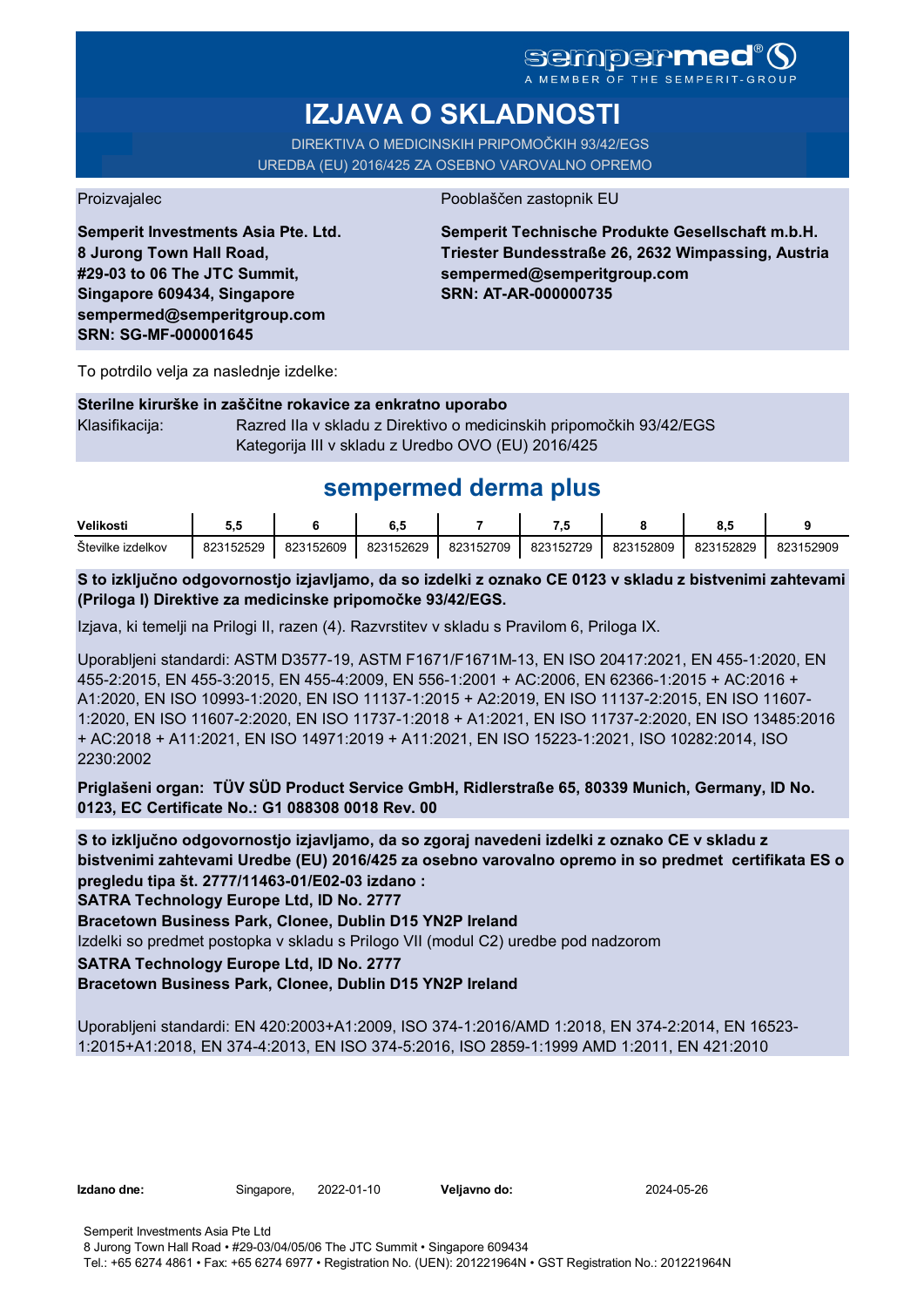sempermed®
A MEMBER OF THE SEMPERIT-GROUP

# IZJAVA O SKLADNOSTI

DIREKTIVA O MEDICINSKIH PRIPOMOČKIH 93/42/EGS
UREDBA (EU) 2016/425 ZA OSEBNO VAROVALNO OPREMO

Proizvajalec

**Semperit Investments Asia Pte. Ltd.**
**8 Jurong Town Hall Road,**
**#29-03 to 06 The JTC Summit,**
**Singapore 609434, Singapore**
**sempermed@semperitgroup.com**
**SRN: SG-MF-000001645**

Pooblaščen zastopnik EU

**Semperit Technische Produkte Gesellschaft m.b.H.**
**Triester Bundesstraße 26, 2632 Wimpassing, Austria**
**sempermed@semperitgroup.com**
**SRN: AT-AR-000000735**

To potrdilo velja za naslednje izdelke:

**Sterilne kirurške in zaščitne rokavice za enkratno uporabo**

Klasifikacija: Razred IIa v skladu z Direktivo o medicinskih pripomočkih 93/42/EGS
Kategorija III v skladu z Uredbo OVO (EU) 2016/425

## sempermed derma plus

| Velikosti | 5,5 | 6 | 6,5 | 7 | 7,5 | 8 | 8,5 | 9 |
|---|---|---|---|---|---|---|---|---|
| Številke izdelkov | 823152529 | 823152609 | 823152629 | 823152709 | 823152729 | 823152809 | 823152829 | 823152909 |

**S to izključno odgovornostjo izjavljamo, da so izdelki z oznako CE 0123 v skladu z bistvenimi zahtevami (Priloga I) Direktive za medicinske pripomočke 93/42/EGS.**

Izjava, ki temelji na Prilogi II, razen (4). Razvrstitev v skladu s Pravilom 6, Priloga IX.

Uporabljeni standardi: ASTM D3577-19, ASTM F1671/F1671M-13, EN ISO 20417:2021, EN 455-1:2020, EN 455-2:2015, EN 455-3:2015, EN 455-4:2009, EN 556-1:2001 + AC:2006, EN 62366-1:2015 + AC:2016 + A1:2020, EN ISO 10993-1:2020, EN ISO 11137-1:2015 + A2:2019, EN ISO 11137-2:2015, EN ISO 11607-1:2020, EN ISO 11607-2:2020, EN ISO 11737-1:2018 + A1:2021, EN ISO 11737-2:2020, EN ISO 13485:2016 + AC:2018 + A11:2021, EN ISO 14971:2019 + A11:2021, EN ISO 15223-1:2021, ISO 10282:2014, ISO 2230:2002

**Priglašeni organ: TÜV SÜD Product Service GmbH, Ridlerstraße 65, 80339 Munich, Germany, ID No. 0123, EC Certificate No.: G1 088308 0018 Rev. 00**

**S to izključno odgovornostjo izjavljamo, da so zgoraj navedeni izdelki z oznako CE v skladu z bistvenimi zahtevami Uredbe (EU) 2016/425 za osebno varovalno opremo in so predmet certifikata ES o pregledu tipa št. 2777/11463-01/E02-03 izdano :**
**SATRA Technology Europe Ltd, ID No. 2777**
**Bracetown Business Park, Clonee, Dublin D15 YN2P Ireland**
Izdelki so predmet postopka v skladu s Prilogo VII (modul C2) uredbe pod nadzorom
**SATRA Technology Europe Ltd, ID No. 2777**
**Bracetown Business Park, Clonee, Dublin D15 YN2P Ireland**

Uporabljeni standardi: EN 420:2003+A1:2009, ISO 374-1:2016/AMD 1:2018, EN 374-2:2014, EN 16523-1:2015+A1:2018, EN 374-4:2013, EN ISO 374-5:2016, ISO 2859-1:1999 AMD 1:2011, EN 421:2010

**Izdano dne:** Singapore, 2022-01-10 **Veljavno do:** 2024-05-26

Semperit Investments Asia Pte Ltd
8 Jurong Town Hall Road • #29-03/04/05/06 The JTC Summit • Singapore 609434
Tel.: +65 6274 4861 • Fax: +65 6274 6977 • Registration No. (UEN): 201221964N • GST Registration No.: 201221964N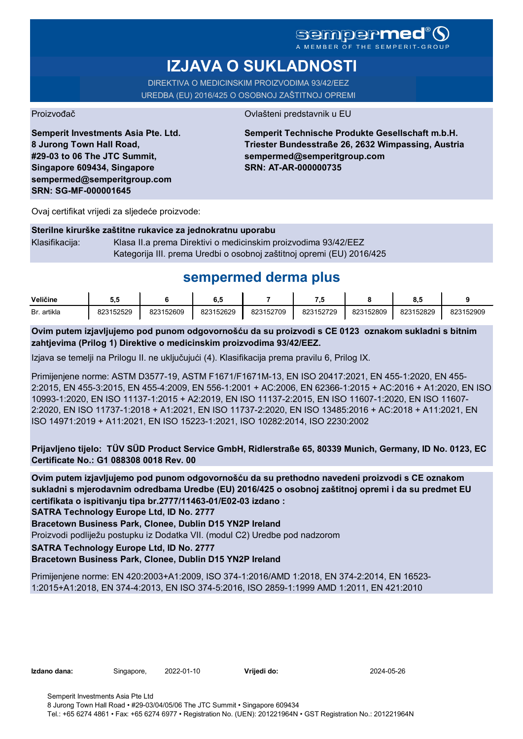sempermed®
A MEMBER OF THE SEMPERIT-GROUP

# IZJAVA O SUKLADNOSTI

DIREKTIVA O MEDICINSKIM PROIZVODIMA 93/42/EEZ
UREDBA (EU) 2016/425 O OSOBNOJ ZAŠTITNOJ OPREMI

Proizvođač

**Semperit Investments Asia Pte. Ltd.**
**8 Jurong Town Hall Road,**
**#29-03 to 06 The JTC Summit,**
**Singapore 609434, Singapore**
**sempermed@semperitgroup.com**
**SRN: SG-MF-000001645**

Ovlašteni predstavnik u EU

**Semperit Technische Produkte Gesellschaft m.b.H.**
**Triester Bundesstraße 26, 2632 Wimpassing, Austria**
**sempermed@semperitgroup.com**
**SRN: AT-AR-000000735**

Ovaj certifikat vrijedi za sljedeće proizvode:

**Sterilne kirurške zaštitne rukavice za jednokratnu uporabu**

Klasifikacija: Klasa II.a prema Direktivi o medicinskim proizvodima 93/42/EEZ
Kategorija III. prema Uredbi o osobnoj zaštitnoj opremi (EU) 2016/425

## sempermed derma plus

| Veličine | 5,5 | 6 | 6,5 | 7 | 7,5 | 8 | 8,5 | 9 |
|---|---|---|---|---|---|---|---|---|
| Br. artikla | 823152529 | 823152609 | 823152629 | 823152709 | 823152729 | 823152809 | 823152829 | 823152909 |

**Ovim putem izjavljujemo pod punom odgovornošću da su proizvodi s CE 0123 oznakom sukladni s bitnim zahtjevima (Prilog 1) Direktive o medicinskim proizvodima 93/42/EEZ.**

Izjava se temelji na Prilogu II. ne uključujući (4). Klasifikacija prema pravilu 6, Prilog IX.

Primijenjene norme: ASTM D3577-19, ASTM F1671/F1671M-13, EN ISO 20417:2021, EN 455-1:2020, EN 455-2:2015, EN 455-3:2015, EN 455-4:2009, EN 556-1:2001 + AC:2006, EN 62366-1:2015 + AC:2016 + A1:2020, EN ISO 10993-1:2020, EN ISO 11137-1:2015 + A2:2019, EN ISO 11137-2:2015, EN ISO 11607-1:2020, EN ISO 11607-2:2020, EN ISO 11737-1:2018 + A1:2021, EN ISO 11737-2:2020, EN ISO 13485:2016 + AC:2018 + A11:2021, EN ISO 14971:2019 + A11:2021, EN ISO 15223-1:2021, ISO 10282:2014, ISO 2230:2002

**Prijavljeno tijelo: TÜV SÜD Product Service GmbH, Ridlerstraße 65, 80339 Munich, Germany, ID No. 0123, EC Certificate No.: G1 088308 0018 Rev. 00**

**Ovim putem izjavljujemo pod punom odgovornošću da su prethodno navedeni proizvodi s CE oznakom sukladni s mjerodavnim odredbama Uredbe (EU) 2016/425 o osobnoj zaštitnoj opremi i da su predmet EU certifikata o ispitivanju tipa br.2777/11463-01/E02-03 izdano :**
**SATRA Technology Europe Ltd, ID No. 2777**
**Bracetown Business Park, Clonee, Dublin D15 YN2P Ireland**

Proizvodi podliježu postupku iz Dodatka VII. (modul C2) Uredbe pod nadzorom

**SATRA Technology Europe Ltd, ID No. 2777**
**Bracetown Business Park, Clonee, Dublin D15 YN2P Ireland**

Primijenjene norme: EN 420:2003+A1:2009, ISO 374-1:2016/AMD 1:2018, EN 374-2:2014, EN 16523-1:2015+A1:2018, EN 374-4:2013, EN ISO 374-5:2016, ISO 2859-1:1999 AMD 1:2011, EN 421:2010

**Izdano dana:** Singapore, 2022-01-10 **Vrijedi do:** 2024-05-26

Semperit Investments Asia Pte Ltd
8 Jurong Town Hall Road • #29-03/04/05/06 The JTC Summit • Singapore 609434
Tel.: +65 6274 4861 • Fax: +65 6274 6977 • Registration No. (UEN): 201221964N • GST Registration No.: 201221964N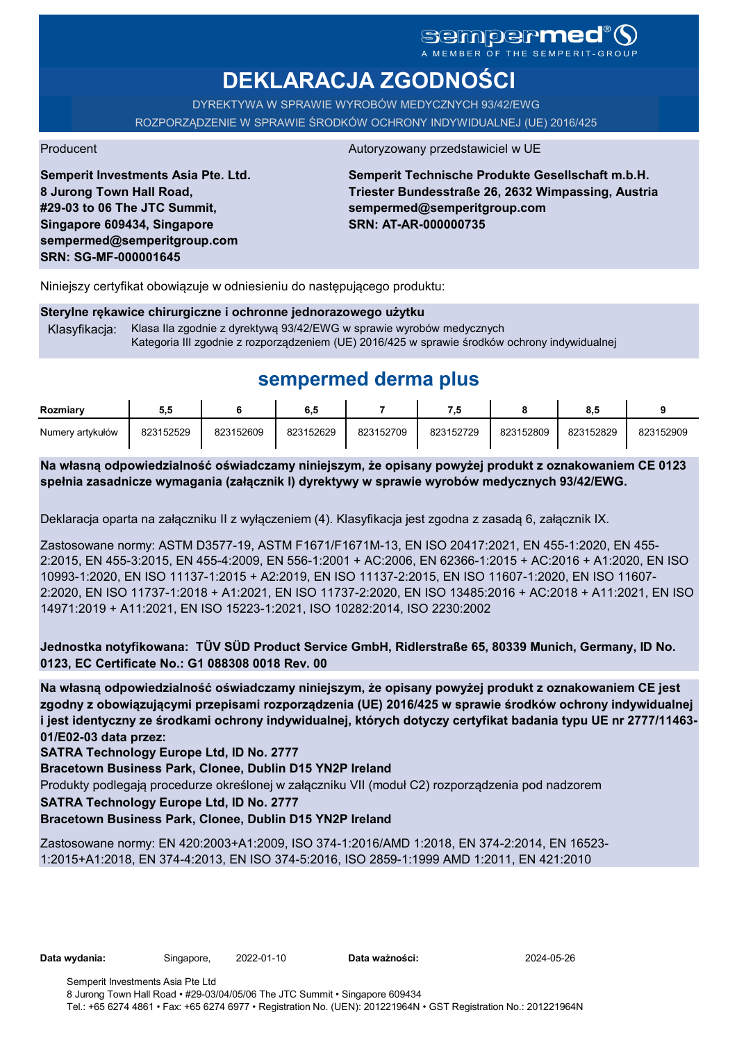sempermed®
A MEMBER OF THE SEMPERIT-GROUP

# DEKLARACJA ZGODNOŚCI

DYREKTYWA W SPRAWIE WYROBÓW MEDYCZNYCH 93/42/EWG
ROZPORZĄDZENIE W SPRAWIE ŚRODKÓW OCHRONY INDYWIDUALNEJ (UE) 2016/425

Producent

**Semperit Investments Asia Pte. Ltd.**
**8 Jurong Town Hall Road,**
**#29-03 to 06 The JTC Summit,**
**Singapore 609434, Singapore**
**sempermed@semperitgroup.com**
**SRN: SG-MF-000001645**

Autoryzowany przedstawiciel w UE

**Semperit Technische Produkte Gesellschaft m.b.H.**
**Triester Bundesstraße 26, 2632 Wimpassing, Austria**
**sempermed@semperitgroup.com**
**SRN: AT-AR-000000735**

Niniejszy certyfikat obowiązuje w odniesieniu do następującego produktu:

**Sterylne rękawice chirurgiczne i ochronne jednorazowego użytku**

Klasyfikacja: Klasa IIa zgodnie z dyrektywą 93/42/EWG w sprawie wyrobów medycznych
Kategoria III zgodnie z rozporządzeniem (UE) 2016/425 w sprawie środków ochrony indywidualnej

## sempermed derma plus

| Rozmiary | 5,5 | 6 | 6,5 | 7 | 7,5 | 8 | 8,5 | 9 |
|---|---|---|---|---|---|---|---|---|
| Numery artykułów | 823152529 | 823152609 | 823152629 | 823152709 | 823152729 | 823152809 | 823152829 | 823152909 |

**Na własną odpowiedzialność oświadczamy niniejszym, że opisany powyżej produkt z oznakowaniem CE 0123 spełnia zasadnicze wymagania (załącznik I) dyrektywy w sprawie wyrobów medycznych 93/42/EWG.**

Deklaracja oparta na załączniku II z wyłączeniem (4). Klasyfikacja jest zgodna z zasadą 6, załącznik IX.

Zastosowane normy: ASTM D3577-19, ASTM F1671/F1671M-13, EN ISO 20417:2021, EN 455-1:2020, EN 455-2:2015, EN 455-3:2015, EN 455-4:2009, EN 556-1:2001 + AC:2006, EN 62366-1:2015 + AC:2016 + A1:2020, EN ISO 10993-1:2020, EN ISO 11137-1:2015 + A2:2019, EN ISO 11137-2:2015, EN ISO 11607-1:2020, EN ISO 11607-2:2020, EN ISO 11737-1:2018 + A1:2021, EN ISO 11737-2:2020, EN ISO 13485:2016 + AC:2018 + A11:2021, EN ISO 14971:2019 + A11:2021, EN ISO 15223-1:2021, ISO 10282:2014, ISO 2230:2002

**Jednostka notyfikowana: TÜV SÜD Product Service GmbH, Ridlerstraße 65, 80339 Munich, Germany, ID No. 0123, EC Certificate No.: G1 088308 0018 Rev. 00**

**Na własną odpowiedzialność oświadczamy niniejszym, że opisany powyżej produkt z oznakowaniem CE jest zgodny z obowiązującymi przepisami rozporządzenia (UE) 2016/425 w sprawie środków ochrony indywidualnej i jest identyczny ze środkami ochrony indywidualnej, których dotyczy certyfikat badania typu UE nr 2777/11463-01/E02-03 data przez:**
**SATRA Technology Europe Ltd, ID No. 2777**
**Bracetown Business Park, Clonee, Dublin D15 YN2P Ireland**
Produkty podlegają procedurze określonej w załączniku VII (moduł C2) rozporządzenia pod nadzorem
**SATRA Technology Europe Ltd, ID No. 2777**
**Bracetown Business Park, Clonee, Dublin D15 YN2P Ireland**

Zastosowane normy: EN 420:2003+A1:2009, ISO 374-1:2016/AMD 1:2018, EN 374-2:2014, EN 16523-1:2015+A1:2018, EN 374-4:2013, EN ISO 374-5:2016, ISO 2859-1:1999 AMD 1:2011, EN 421:2010

**Data wydania:** Singapore, 2022-01-10 **Data ważności:** 2024-05-26

Semperit Investments Asia Pte Ltd
8 Jurong Town Hall Road • #29-03/04/05/06 The JTC Summit • Singapore 609434
Tel.: +65 6274 4861 • Fax: +65 6274 6977 • Registration No. (UEN): 201221964N • GST Registration No.: 201221964N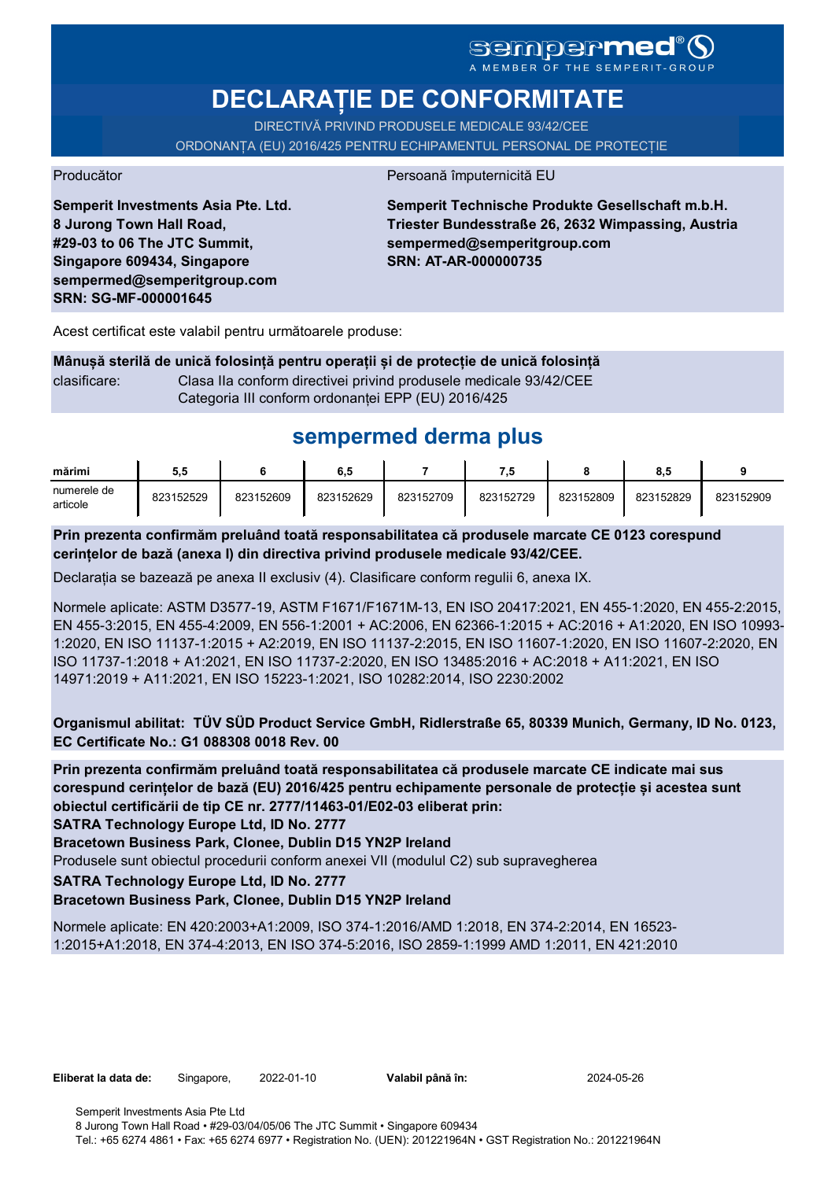sempermed®
A MEMBER OF THE SEMPERIT-GROUP

# DECLARAȚIE DE CONFORMITATE

DIRECTIVĂ PRIVIND PRODUSELE MEDICALE 93/42/CEE
ORDONANȚA (EU) 2016/425 PENTRU ECHIPAMENTUL PERSONAL DE PROTECȚIE

Producător

**Semperit Investments Asia Pte. Ltd.**
**8 Jurong Town Hall Road,**
**#29-03 to 06 The JTC Summit,**
**Singapore 609434, Singapore**
**sempermed@semperitgroup.com**
**SRN: SG-MF-000001645**

Persoană împuternicită EU

**Semperit Technische Produkte Gesellschaft m.b.H.**
**Triester Bundesstraße 26, 2632 Wimpassing, Austria**
**sempermed@semperitgroup.com**
**SRN: AT-AR-000000735**

Acest certificat este valabil pentru următoarele produse:

**Mânușă sterilă de unică folosință pentru operații și de protecție de unică folosință**

clasificare: Clasa IIa conform directivei privind produsele medicale 93/42/CEE
Categoria III conform ordonanței EPP (EU) 2016/425

## sempermed derma plus

| mărimi | 5,5 | 6 | 6,5 | 7 | 7,5 | 8 | 8,5 | 9 |
|---|---|---|---|---|---|---|---|---|
| numerele de articole | 823152529 | 823152609 | 823152629 | 823152709 | 823152729 | 823152809 | 823152829 | 823152909 |

**Prin prezenta confirmăm preluând toată responsabilitatea că produsele marcate CE 0123 corespund cerințelor de bază (anexa I) din directiva privind produsele medicale 93/42/CEE.**

Declarația se bazează pe anexa II exclusiv (4). Clasificare conform regulii 6, anexa IX.

Normele aplicate: ASTM D3577-19, ASTM F1671/F1671M-13, EN ISO 20417:2021, EN 455-1:2020, EN 455-2:2015, EN 455-3:2015, EN 455-4:2009, EN 556-1:2001 + AC:2006, EN 62366-1:2015 + AC:2016 + A1:2020, EN ISO 10993-1:2020, EN ISO 11137-1:2015 + A2:2019, EN ISO 11137-2:2015, EN ISO 11607-1:2020, EN ISO 11607-2:2020, EN ISO 11737-1:2018 + A1:2021, EN ISO 11737-2:2020, EN ISO 13485:2016 + AC:2018 + A11:2021, EN ISO 14971:2019 + A11:2021, EN ISO 15223-1:2021, ISO 10282:2014, ISO 2230:2002

**Organismul abilitat: TÜV SÜD Product Service GmbH, Ridlerstraße 65, 80339 Munich, Germany, ID No. 0123, EC Certificate No.: G1 088308 0018 Rev. 00**

**Prin prezenta confirmăm preluând toată responsabilitatea că produsele marcate CE indicate mai sus corespund cerințelor de bază (EU) 2016/425 pentru echipamente personale de protecție și acestea sunt obiectul certificării de tip CE nr. 2777/11463-01/E02-03 eliberat prin:**
**SATRA Technology Europe Ltd, ID No. 2777**
**Bracetown Business Park, Clonee, Dublin D15 YN2P Ireland**
Produsele sunt obiectul procedurii conform anexei VII (modulul C2) sub supravegherea
**SATRA Technology Europe Ltd, ID No. 2777**
**Bracetown Business Park, Clonee, Dublin D15 YN2P Ireland**

Normele aplicate: EN 420:2003+A1:2009, ISO 374-1:2016/AMD 1:2018, EN 374-2:2014, EN 16523-1:2015+A1:2018, EN 374-4:2013, EN ISO 374-5:2016, ISO 2859-1:1999 AMD 1:2011, EN 421:2010

**Eliberat la data de:** Singapore, 2022-01-10 **Valabil până în:** 2024-05-26

Semperit Investments Asia Pte Ltd
8 Jurong Town Hall Road • #29-03/04/05/06 The JTC Summit • Singapore 609434
Tel.: +65 6274 4861 • Fax: +65 6274 6977 • Registration No. (UEN): 201221964N • GST Registration No.: 201221964N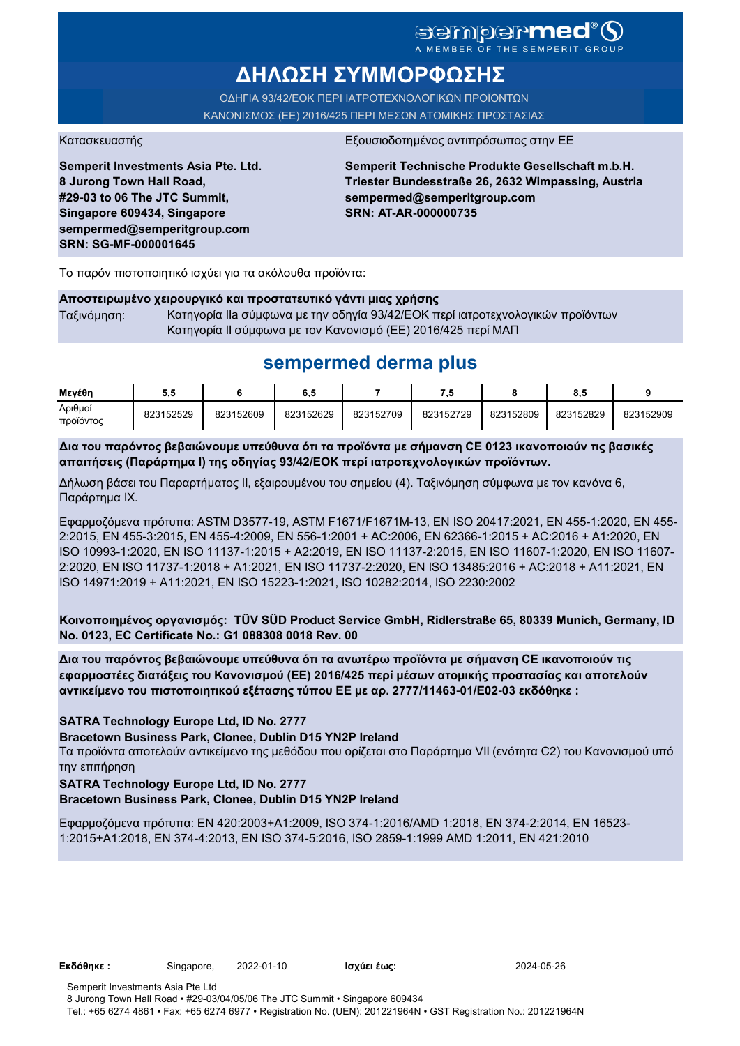sempermed®
A MEMBER OF THE SEMPERIT-GROUP

# ΔΗΛΩΣΗ ΣΥΜΜΟΡΦΩΣΗΣ

ΟΔΗΓΙΑ 93/42/ΕΟΚ ΠΕΡΙ ΙΑΤΡΟΤΕΧΝΟΛΟΓΙΚΩΝ ΠΡΟΪΟΝΤΩΝ
ΚΑΝΟΝΙΣΜΟΣ (ΕΕ) 2016/425 ΠΕΡΙ ΜΕΣΩΝ ΑΤΟΜΙΚΗΣ ΠΡΟΣΤΑΣΙΑΣ

Κατασκευαστής

**Semperit Investments Asia Pte. Ltd.**
**8 Jurong Town Hall Road,**
**#29-03 to 06 The JTC Summit,**
**Singapore 609434, Singapore**
**sempermed@semperitgroup.com**
**SRN: SG-MF-000001645**

Εξουσιοδοτημένος αντιπρόσωπος στην ΕΕ

**Semperit Technische Produkte Gesellschaft m.b.H.**
**Triester Bundesstraße 26, 2632 Wimpassing, Austria**
**sempermed@semperitgroup.com**
**SRN: AT-AR-000000735**

Το παρόν πιστοποιητικό ισχύει για τα ακόλουθα προϊόντα:

**Αποστειρωμένο χειρουργικό και προστατευτικό γάντι μιας χρήσης**

Ταξινόμηση: Κατηγορία IIa σύμφωνα με την οδηγία 93/42/ΕΟΚ περί ιατροτεχνολογικών προϊόντων
Κατηγορία II σύμφωνα με τον Κανονισμό (ΕΕ) 2016/425 περί ΜΑΠ

## sempermed derma plus

| Μεγέθη | 5,5 | 6 | 6,5 | 7 | 7,5 | 8 | 8,5 | 9 |
|---|---|---|---|---|---|---|---|---|
| Αριθμοί προϊόντος | 823152529 | 823152609 | 823152629 | 823152709 | 823152729 | 823152809 | 823152829 | 823152909 |

**Δια του παρόντος βεβαιώνουμε υπεύθυνα ότι τα προϊόντα με σήμανση CE 0123 ικανοποιούν τις βασικές απαιτήσεις (Παράρτημα I) της οδηγίας 93/42/ΕΟΚ περί ιατροτεχνολογικών προϊόντων.**

Δήλωση βάσει του Παραρτήματος II, εξαιρουμένου του σημείου (4). Ταξινόμηση σύμφωνα με τον κανόνα 6, Παράρτημα IX.

Εφαρμοζόμενα πρότυπα: ASTM D3577-19, ASTM F1671/F1671M-13, EN ISO 20417:2021, EN 455-1:2020, EN 455-2:2015, EN 455-3:2015, EN 455-4:2009, EN 556-1:2001 + AC:2006, EN 62366-1:2015 + AC:2016 + A1:2020, EN ISO 10993-1:2020, EN ISO 11137-1:2015 + A2:2019, EN ISO 11137-2:2015, EN ISO 11607-1:2020, EN ISO 11607-2:2020, EN ISO 11737-1:2018 + A1:2021, EN ISO 11737-2:2020, EN ISO 13485:2016 + AC:2018 + A11:2021, EN ISO 14971:2019 + A11:2021, EN ISO 15223-1:2021, ISO 10282:2014, ISO 2230:2002

**Κοινοποιημένος οργανισμός: TÜV SÜD Product Service GmbH, Ridlerstraße 65, 80339 Munich, Germany, ID No. 0123, EC Certificate No.: G1 088308 0018 Rev. 00**

**Δια του παρόντος βεβαιώνουμε υπεύθυνα ότι τα ανωτέρω προϊόντα με σήμανση CE ικανοποιούν τις εφαρμοστέες διατάξεις του Κανονισμού (ΕΕ) 2016/425 περί μέσων ατομικής προστασίας και αποτελούν αντικείμενο του πιστοποιητικού εξέτασης τύπου ΕΕ με αρ. 2777/11463-01/E02-03 εκδόθηκε :**

**SATRA Technology Europe Ltd, ID No. 2777**
**Bracetown Business Park, Clonee, Dublin D15 YN2P Ireland**
Τα προϊόντα αποτελούν αντικείμενο της μεθόδου που ορίζεται στο Παράρτημα VII (ενότητα C2) του Κανονισμού υπό την επιτήρηση
**SATRA Technology Europe Ltd, ID No. 2777**
**Bracetown Business Park, Clonee, Dublin D15 YN2P Ireland**

Εφαρμοζόμενα πρότυπα: EN 420:2003+A1:2009, ISO 374-1:2016/AMD 1:2018, EN 374-2:2014, EN 16523-1:2015+A1:2018, EN 374-4:2013, EN ISO 374-5:2016, ISO 2859-1:1999 AMD 1:2011, EN 421:2010

**Εκδόθηκε :** Singapore, 2022-01-10 **Ισχύει έως:** 2024-05-26

Semperit Investments Asia Pte Ltd
8 Jurong Town Hall Road • #29-03/04/05/06 The JTC Summit • Singapore 609434
Tel.: +65 6274 4861 • Fax: +65 6274 6977 • Registration No. (UEN): 201221964N • GST Registration No.: 201221964N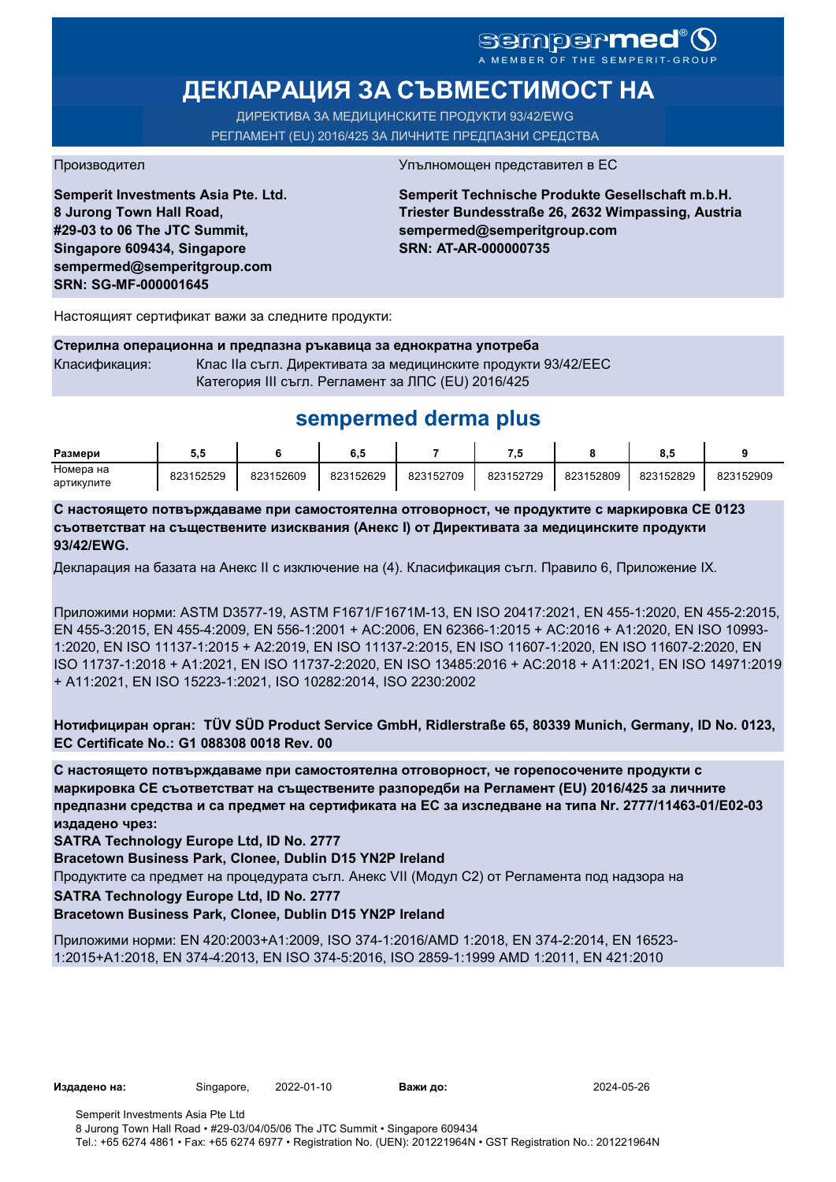sempermed®
A MEMBER OF THE SEMPERIT-GROUP

# ДЕКЛАРАЦИЯ ЗА СЪВМЕСТИМОСТ НА

ДИРЕКТИВА ЗА МЕДИЦИНСКИТЕ ПРОДУКТИ 93/42/EWG
РЕГЛАМЕНТ (EU) 2016/425 ЗА ЛИЧНИТЕ ПРЕДПАЗНИ СРЕДСТВА

Производител

**Semperit Investments Asia Pte. Ltd.**
**8 Jurong Town Hall Road,**
**#29-03 to 06 The JTC Summit,**
**Singapore 609434, Singapore**
**sempermed@semperitgroup.com**
**SRN: SG-MF-000001645**

Упълномощен представител в ЕС

**Semperit Technische Produkte Gesellschaft m.b.H.**
**Triester Bundesstraße 26, 2632 Wimpassing, Austria**
**sempermed@semperitgroup.com**
**SRN: AT-AR-000000735**

Настоящият сертификат важи за следните продукти:

**Стерилна операционна и предпазна ръкавица за еднократна употреба**

Класификация: Клас IIa съгл. Директивата за медицинските продукти 93/42/EEC
Категория III съгл. Регламент за ЛПС (EU) 2016/425

## sempermed derma plus

| Размери | 5,5 | 6 | 6,5 | 7 | 7,5 | 8 | 8,5 | 9 |
|---|---|---|---|---|---|---|---|---|
| Номера на артикулите | 823152529 | 823152609 | 823152629 | 823152709 | 823152729 | 823152809 | 823152829 | 823152909 |

**С настоящето потвърждаваме при самостоятелна отговорност, че продуктите с маркировка CE 0123 съответстват на съществените изисквания (Анекс I) от Директивата за медицинските продукти 93/42/EWG.**

Декларация на базата на Анекс II с изключение на (4). Класификация съгл. Правило 6, Приложение IX.

Приложими норми: ASTM D3577-19, ASTM F1671/F1671M-13, EN ISO 20417:2021, EN 455-1:2020, EN 455-2:2015, EN 455-3:2015, EN 455-4:2009, EN 556-1:2001 + AC:2006, EN 62366-1:2015 + AC:2016 + A1:2020, EN ISO 10993-1:2020, EN ISO 11137-1:2015 + A2:2019, EN ISO 11137-2:2015, EN ISO 11607-1:2020, EN ISO 11607-2:2020, EN ISO 11737-1:2018 + A1:2021, EN ISO 11737-2:2020, EN ISO 13485:2016 + AC:2018 + A11:2021, EN ISO 14971:2019 + A11:2021, EN ISO 15223-1:2021, ISO 10282:2014, ISO 2230:2002

**Нотифициран орган: TÜV SÜD Product Service GmbH, Ridlerstraße 65, 80339 Munich, Germany, ID No. 0123, EC Certificate No.: G1 088308 0018 Rev. 00**

**С настоящето потвърждаваме при самостоятелна отговорност, че горепосочените продукти с маркировка CE съответстват на съществените разпоредби на Регламент (EU) 2016/425 за личните предпазни средства и са предмет на сертификата на ЕС за изследване на типа Nr. 2777/11463-01/E02-03 издадено чрез:**

**SATRA Technology Europe Ltd, ID No. 2777**
**Bracetown Business Park, Clonee, Dublin D15 YN2P Ireland**

Продуктите са предмет на процедурата съгл. Анекс VII (Модул C2) от Регламента под надзора на

**SATRA Technology Europe Ltd, ID No. 2777**
**Bracetown Business Park, Clonee, Dublin D15 YN2P Ireland**

Приложими норми: EN 420:2003+A1:2009, ISO 374-1:2016/AMD 1:2018, EN 374-2:2014, EN 16523-1:2015+A1:2018, EN 374-4:2013, EN ISO 374-5:2016, ISO 2859-1:1999 AMD 1:2011, EN 421:2010

**Издадено на:** Singapore, 2022-01-10 **Важи до:** 2024-05-26

Semperit Investments Asia Pte Ltd
8 Jurong Town Hall Road • #29-03/04/05/06 The JTC Summit • Singapore 609434
Tel.: +65 6274 4861 • Fax: +65 6274 6977 • Registration No. (UEN): 201221964N • GST Registration No.: 201221964N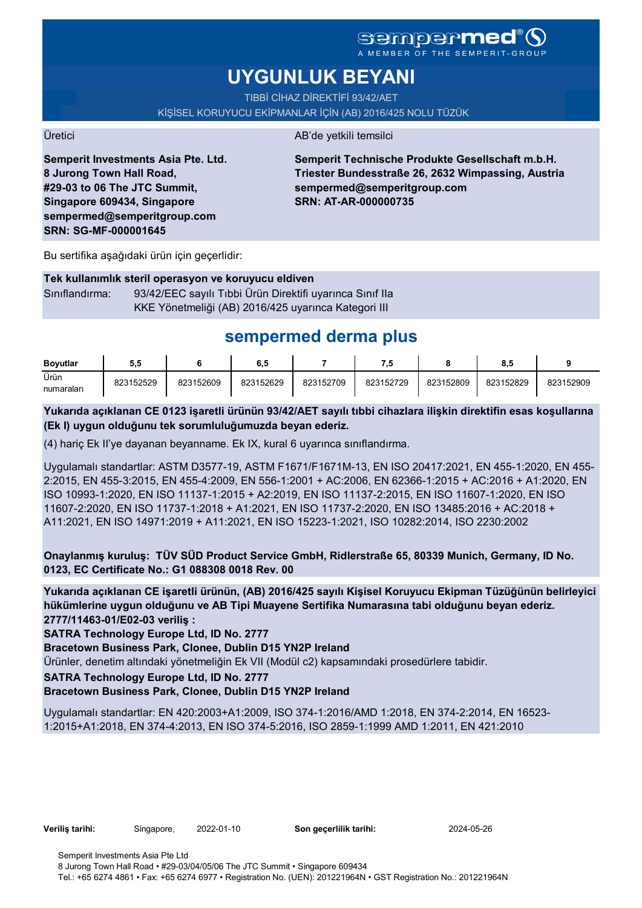sempermed®
A MEMBER OF THE SEMPERIT-GROUP

# UYGUNLUK BEYANI

TIBBİ CİHAZ DİREKTİFİ 93/42/AET

KİŞİSEL KORUYUCU EKİPMANLAR İÇİN (AB) 2016/425 NOLU TÜZÜK

Üretici

**Semperit Investments Asia Pte. Ltd.**
**8 Jurong Town Hall Road,**
**#29-03 to 06 The JTC Summit,**
**Singapore 609434, Singapore**
**sempermed@semperitgroup.com**
**SRN: SG-MF-000001645**

AB'de yetkili temsilci

**Semperit Technische Produkte Gesellschaft m.b.H.**
**Triester Bundesstraße 26, 2632 Wimpassing, Austria**
**sempermed@semperitgroup.com**
**SRN: AT-AR-000000735**

Bu sertifika aşağıdaki ürün için geçerlidir:

**Tek kullanımlık steril operasyon ve koruyucu eldiven**

Sınıflandırma: 93/42/EEC sayılı Tıbbi Ürün Direktifi uyarınca Sınıf IIa
KKE Yönetmeliği (AB) 2016/425 uyarınca Kategori III

## sempermed derma plus

| Boyutlar | 5,5 | 6 | 6,5 | 7 | 7,5 | 8 | 8,5 | 9 |
|---|---|---|---|---|---|---|---|---|
| Ürün numaraları | 823152529 | 823152609 | 823152629 | 823152709 | 823152729 | 823152809 | 823152829 | 823152909 |

**Yukarıda açıklanan CE 0123 işaretli ürünün 93/42/AET sayılı tıbbi cihazlara ilişkin direktifin esas koşullarına (Ek I) uygun olduğunu tek sorumluluğumuzda beyan ederiz.**

(4) hariç Ek II'ye dayanan beyanname. Ek IX, kural 6 uyarınca sınıflandırma.

Uygulamalı standartlar: ASTM D3577-19, ASTM F1671/F1671M-13, EN ISO 20417:2021, EN 455-1:2020, EN 455-2:2015, EN 455-3:2015, EN 455-4:2009, EN 556-1:2001 + AC:2006, EN 62366-1:2015 + AC:2016 + A1:2020, EN ISO 10993-1:2020, EN ISO 11137-1:2015 + A2:2019, EN ISO 11137-2:2015, EN ISO 11607-1:2020, EN ISO 11607-2:2020, EN ISO 11737-1:2018 + A1:2021, EN ISO 11737-2:2020, EN ISO 13485:2016 + AC:2018 + A11:2021, EN ISO 14971:2019 + A11:2021, EN ISO 15223-1:2021, ISO 10282:2014, ISO 2230:2002

**Onaylanmış kuruluş: TÜV SÜD Product Service GmbH, Ridlerstraße 65, 80339 Munich, Germany, ID No. 0123, EC Certificate No.: G1 088308 0018 Rev. 00**

**Yukarıda açıklanan CE işaretli ürünün, (AB) 2016/425 sayılı Kişisel Koruyucu Ekipman Tüzüğünün belirleyici hükümlerine uygun olduğunu ve AB Tipi Muayene Sertifika Numarasına tabi olduğunu beyan ederiz. 2777/11463-01/E02-03 veriliş :**

**SATRA Technology Europe Ltd, ID No. 2777**

**Bracetown Business Park, Clonee, Dublin D15 YN2P Ireland**

Ürünler, denetim altındaki yönetmeliğin Ek VII (Modül c2) kapsamındaki prosedürlere tabidir.

**SATRA Technology Europe Ltd, ID No. 2777**

**Bracetown Business Park, Clonee, Dublin D15 YN2P Ireland**

Uygulamalı standartlar: EN 420:2003+A1:2009, ISO 374-1:2016/AMD 1:2018, EN 374-2:2014, EN 16523-1:2015+A1:2018, EN 374-4:2013, EN ISO 374-5:2016, ISO 2859-1:1999 AMD 1:2011, EN 421:2010

**Veriliş tarihi:** Singapore, 2022-01-10 **Son geçerlilik tarihi:** 2024-05-26

Semperit Investments Asia Pte Ltd
8 Jurong Town Hall Road • #29-03/04/05/06 The JTC Summit • Singapore 609434
Tel.: +65 6274 4861 • Fax: +65 6274 6977 • Registration No. (UEN): 201221964N • GST Registration No.: 201221964N